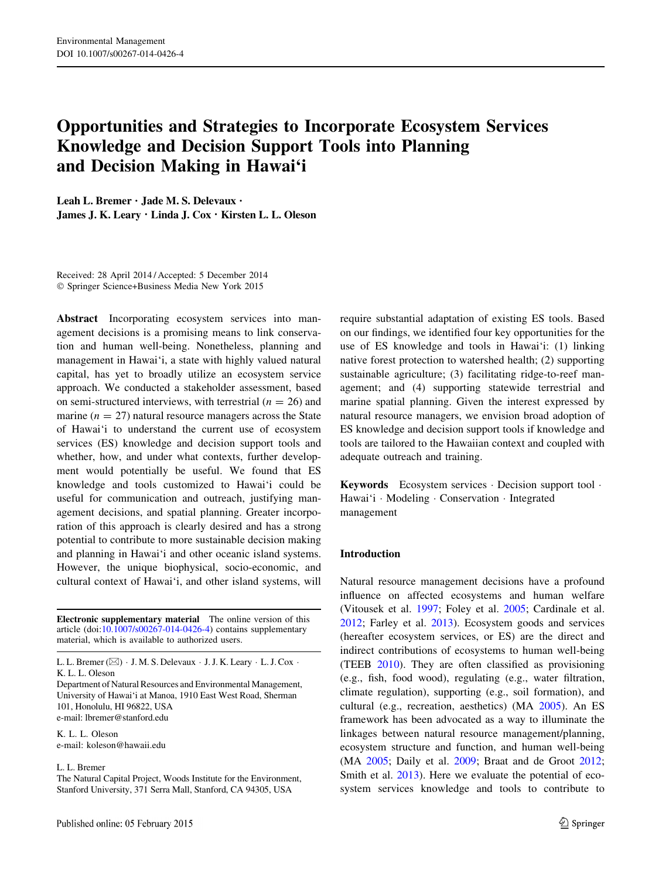# Opportunities and Strategies to Incorporate Ecosystem Services Knowledge and Decision Support Tools into Planning and Decision Making in Hawai'i

Leah L. Bremer · Jade M. S. Delevaux · James J. K. Leary · Linda J. Cox · Kirsten L. L. Oleson

Received: 28 April 2014 / Accepted: 5 December 2014
© Springer Science+Business Media New York 2015

**Abstract** Incorporating ecosystem services into management decisions is a promising means to link conservation and human well-being. Nonetheless, planning and management in Hawai'i, a state with highly valued natural capital, has yet to broadly utilize an ecosystem service approach. We conducted a stakeholder assessment, based on semi-structured interviews, with terrestrial ($n = 26$) and marine ($n = 27$) natural resource managers across the State of Hawai'i to understand the current use of ecosystem services (ES) knowledge and decision support tools and whether, how, and under what contexts, further development would potentially be useful. We found that ES knowledge and tools customized to Hawai'i could be useful for communication and outreach, justifying management decisions, and spatial planning. Greater incorporation of this approach is clearly desired and has a strong potential to contribute to more sustainable decision making and planning in Hawai'i and other oceanic island systems. However, the unique biophysical, socio-economic, and cultural context of Hawai'i, and other island systems, will require substantial adaptation of existing ES tools. Based on our findings, we identified four key opportunities for the use of ES knowledge and tools in Hawai'i: (1) linking native forest protection to watershed health; (2) supporting sustainable agriculture; (3) facilitating ridge-to-reef management; and (4) supporting statewide terrestrial and marine spatial planning. Given the interest expressed by natural resource managers, we envision broad adoption of ES knowledge and decision support tools if knowledge and tools are tailored to the Hawaiian context and coupled with adequate outreach and training.

**Keywords** Ecosystem services · Decision support tool · Hawai'i · Modeling · Conservation · Integrated management

**Electronic supplementary material** The online version of this article (doi:10.1007/s00267-014-0426-4) contains supplementary material, which is available to authorized users.

L. L. Bremer (✉) · J. M. S. Delevaux · J. J. K. Leary · L. J. Cox · K. L. L. Oleson
Department of Natural Resources and Environmental Management, University of Hawai'i at Manoa, 1910 East West Road, Sherman 101, Honolulu, HI 96822, USA
e-mail: lbremer@stanford.edu

K. L. L. Oleson
e-mail: koleson@hawaii.edu

L. L. Bremer
The Natural Capital Project, Woods Institute for the Environment, Stanford University, 371 Serra Mall, Stanford, CA 94305, USA

## Introduction

Natural resource management decisions have a profound influence on affected ecosystems and human welfare (Vitousek et al. 1997; Foley et al. 2005; Cardinale et al. 2012; Farley et al. 2013). Ecosystem goods and services (hereafter ecosystem services, or ES) are the direct and indirect contributions of ecosystems to human well-being (TEEB 2010). They are often classified as provisioning (e.g., fish, food wood), regulating (e.g., water filtration, climate regulation), supporting (e.g., soil formation), and cultural (e.g., recreation, aesthetics) (MA 2005). An ES framework has been advocated as a way to illuminate the linkages between natural resource management/planning, ecosystem structure and function, and human well-being (MA 2005; Daily et al. 2009; Braat and de Groot 2012; Smith et al. 2013). Here we evaluate the potential of ecosystem services knowledge and tools to contribute to

Published online: 05 February 2015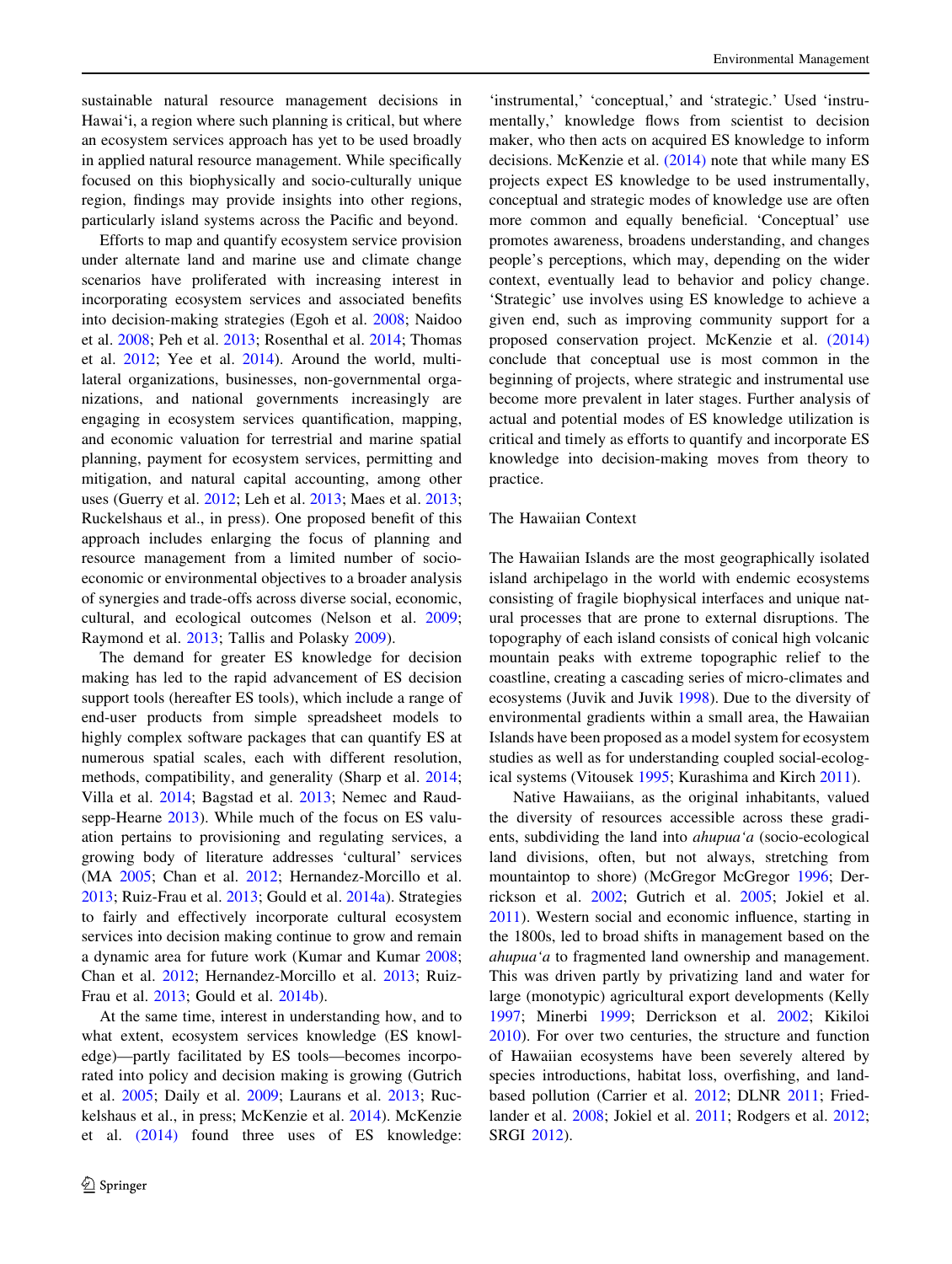sustainable natural resource management decisions in Hawai'i, a region where such planning is critical, but where an ecosystem services approach has yet to be used broadly in applied natural resource management. While specifically focused on this biophysically and socio-culturally unique region, findings may provide insights into other regions, particularly island systems across the Pacific and beyond.

Efforts to map and quantify ecosystem service provision under alternate land and marine use and climate change scenarios have proliferated with increasing interest in incorporating ecosystem services and associated benefits into decision-making strategies (Egoh et al. 2008; Naidoo et al. 2008; Peh et al. 2013; Rosenthal et al. 2014; Thomas et al. 2012; Yee et al. 2014). Around the world, multilateral organizations, businesses, non-governmental organizations, and national governments increasingly are engaging in ecosystem services quantification, mapping, and economic valuation for terrestrial and marine spatial planning, payment for ecosystem services, permitting and mitigation, and natural capital accounting, among other uses (Guerry et al. 2012; Leh et al. 2013; Maes et al. 2013; Ruckelshaus et al., in press). One proposed benefit of this approach includes enlarging the focus of planning and resource management from a limited number of socioeconomic or environmental objectives to a broader analysis of synergies and trade-offs across diverse social, economic, cultural, and ecological outcomes (Nelson et al. 2009; Raymond et al. 2013; Tallis and Polasky 2009).

The demand for greater ES knowledge for decision making has led to the rapid advancement of ES decision support tools (hereafter ES tools), which include a range of end-user products from simple spreadsheet models to highly complex software packages that can quantify ES at numerous spatial scales, each with different resolution, methods, compatibility, and generality (Sharp et al. 2014; Villa et al. 2014; Bagstad et al. 2013; Nemec and Raudsepp-Hearne 2013). While much of the focus on ES valuation pertains to provisioning and regulating services, a growing body of literature addresses 'cultural' services (MA 2005; Chan et al. 2012; Hernandez-Morcillo et al. 2013; Ruiz-Frau et al. 2013; Gould et al. 2014a). Strategies to fairly and effectively incorporate cultural ecosystem services into decision making continue to grow and remain a dynamic area for future work (Kumar and Kumar 2008; Chan et al. 2012; Hernandez-Morcillo et al. 2013; Ruiz-Frau et al. 2013; Gould et al. 2014b).

At the same time, interest in understanding how, and to what extent, ecosystem services knowledge (ES knowledge)—partly facilitated by ES tools—becomes incorporated into policy and decision making is growing (Gutrich et al. 2005; Daily et al. 2009; Laurans et al. 2013; Ruckelshaus et al., in press; McKenzie et al. 2014). McKenzie et al. (2014) found three uses of ES knowledge: 'instrumental,' 'conceptual,' and 'strategic.' Used 'instrumentally,' knowledge flows from scientist to decision maker, who then acts on acquired ES knowledge to inform decisions. McKenzie et al. (2014) note that while many ES projects expect ES knowledge to be used instrumentally, conceptual and strategic modes of knowledge use are often more common and equally beneficial. 'Conceptual' use promotes awareness, broadens understanding, and changes people's perceptions, which may, depending on the wider context, eventually lead to behavior and policy change. 'Strategic' use involves using ES knowledge to achieve a given end, such as improving community support for a proposed conservation project. McKenzie et al. (2014) conclude that conceptual use is most common in the beginning of projects, where strategic and instrumental use become more prevalent in later stages. Further analysis of actual and potential modes of ES knowledge utilization is critical and timely as efforts to quantify and incorporate ES knowledge into decision-making moves from theory to practice.

## The Hawaiian Context

The Hawaiian Islands are the most geographically isolated island archipelago in the world with endemic ecosystems consisting of fragile biophysical interfaces and unique natural processes that are prone to external disruptions. The topography of each island consists of conical high volcanic mountain peaks with extreme topographic relief to the coastline, creating a cascading series of micro-climates and ecosystems (Juvik and Juvik 1998). Due to the diversity of environmental gradients within a small area, the Hawaiian Islands have been proposed as a model system for ecosystem studies as well as for understanding coupled social-ecological systems (Vitousek 1995; Kurashima and Kirch 2011).

Native Hawaiians, as the original inhabitants, valued the diversity of resources accessible across these gradients, subdividing the land into *ahupua'a* (socio-ecological land divisions, often, but not always, stretching from mountaintop to shore) (McGregor McGregor 1996; Derrickson et al. 2002; Gutrich et al. 2005; Jokiel et al. 2011). Western social and economic influence, starting in the 1800s, led to broad shifts in management based on the *ahupua'a* to fragmented land ownership and management. This was driven partly by privatizing land and water for large (monotypic) agricultural export developments (Kelly 1997; Minerbi 1999; Derrickson et al. 2002; Kikiloi 2010). For over two centuries, the structure and function of Hawaiian ecosystems have been severely altered by species introductions, habitat loss, overfishing, and land-based pollution (Carrier et al. 2012; DLNR 2011; Friedlander et al. 2008; Jokiel et al. 2011; Rodgers et al. 2012; SRGI 2012).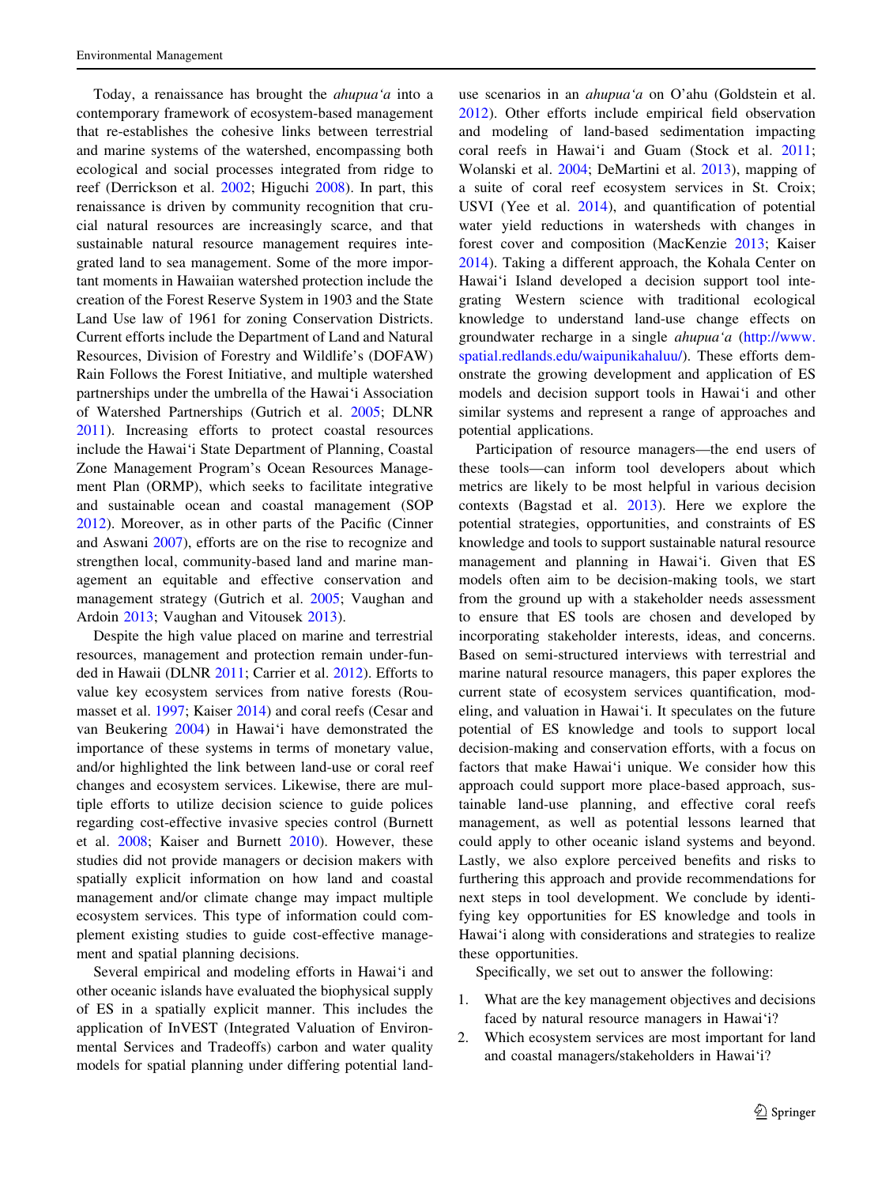Today, a renaissance has brought the *ahupuaʻa* into a contemporary framework of ecosystem-based management that re-establishes the cohesive links between terrestrial and marine systems of the watershed, encompassing both ecological and social processes integrated from ridge to reef (Derrickson et al. 2002; Higuchi 2008). In part, this renaissance is driven by community recognition that crucial natural resources are increasingly scarce, and that sustainable natural resource management requires integrated land to sea management. Some of the more important moments in Hawaiian watershed protection include the creation of the Forest Reserve System in 1903 and the State Land Use law of 1961 for zoning Conservation Districts. Current efforts include the Department of Land and Natural Resources, Division of Forestry and Wildlife's (DOFAW) Rain Follows the Forest Initiative, and multiple watershed partnerships under the umbrella of the Hawaiʻi Association of Watershed Partnerships (Gutrich et al. 2005; DLNR 2011). Increasing efforts to protect coastal resources include the Hawaiʻi State Department of Planning, Coastal Zone Management Program's Ocean Resources Management Plan (ORMP), which seeks to facilitate integrative and sustainable ocean and coastal management (SOP 2012). Moreover, as in other parts of the Pacific (Cinner and Aswani 2007), efforts are on the rise to recognize and strengthen local, community-based land and marine management an equitable and effective conservation and management strategy (Gutrich et al. 2005; Vaughan and Ardoin 2013; Vaughan and Vitousek 2013).

Despite the high value placed on marine and terrestrial resources, management and protection remain under-funded in Hawaii (DLNR 2011; Carrier et al. 2012). Efforts to value key ecosystem services from native forests (Roumasset et al. 1997; Kaiser 2014) and coral reefs (Cesar and van Beukering 2004) in Hawaiʻi have demonstrated the importance of these systems in terms of monetary value, and/or highlighted the link between land-use or coral reef changes and ecosystem services. Likewise, there are multiple efforts to utilize decision science to guide polices regarding cost-effective invasive species control (Burnett et al. 2008; Kaiser and Burnett 2010). However, these studies did not provide managers or decision makers with spatially explicit information on how land and coastal management and/or climate change may impact multiple ecosystem services. This type of information could complement existing studies to guide cost-effective management and spatial planning decisions.

Several empirical and modeling efforts in Hawaiʻi and other oceanic islands have evaluated the biophysical supply of ES in a spatially explicit manner. This includes the application of InVEST (Integrated Valuation of Environmental Services and Tradeoffs) carbon and water quality models for spatial planning under differing potential land-use scenarios in an *ahupuaʻa* on O'ahu (Goldstein et al. 2012). Other efforts include empirical field observation and modeling of land-based sedimentation impacting coral reefs in Hawaiʻi and Guam (Stock et al. 2011; Wolanski et al. 2004; DeMartini et al. 2013), mapping of a suite of coral reef ecosystem services in St. Croix; USVI (Yee et al. 2014), and quantification of potential water yield reductions in watersheds with changes in forest cover and composition (MacKenzie 2013; Kaiser 2014). Taking a different approach, the Kohala Center on Hawaiʻi Island developed a decision support tool integrating Western science with traditional ecological knowledge to understand land-use change effects on groundwater recharge in a single *ahupuaʻa* (http://www.spatial.redlands.edu/waipunikahaluu/). These efforts demonstrate the growing development and application of ES models and decision support tools in Hawaiʻi and other similar systems and represent a range of approaches and potential applications.

Participation of resource managers—the end users of these tools—can inform tool developers about which metrics are likely to be most helpful in various decision contexts (Bagstad et al. 2013). Here we explore the potential strategies, opportunities, and constraints of ES knowledge and tools to support sustainable natural resource management and planning in Hawaiʻi. Given that ES models often aim to be decision-making tools, we start from the ground up with a stakeholder needs assessment to ensure that ES tools are chosen and developed by incorporating stakeholder interests, ideas, and concerns. Based on semi-structured interviews with terrestrial and marine natural resource managers, this paper explores the current state of ecosystem services quantification, modeling, and valuation in Hawaiʻi. It speculates on the future potential of ES knowledge and tools to support local decision-making and conservation efforts, with a focus on factors that make Hawaiʻi unique. We consider how this approach could support more place-based approach, sustainable land-use planning, and effective coral reefs management, as well as potential lessons learned that could apply to other oceanic island systems and beyond. Lastly, we also explore perceived benefits and risks to furthering this approach and provide recommendations for next steps in tool development. We conclude by identifying key opportunities for ES knowledge and tools in Hawaiʻi along with considerations and strategies to realize these opportunities.

Specifically, we set out to answer the following:

1. What are the key management objectives and decisions faced by natural resource managers in Hawaiʻi?
2. Which ecosystem services are most important for land and coastal managers/stakeholders in Hawaiʻi?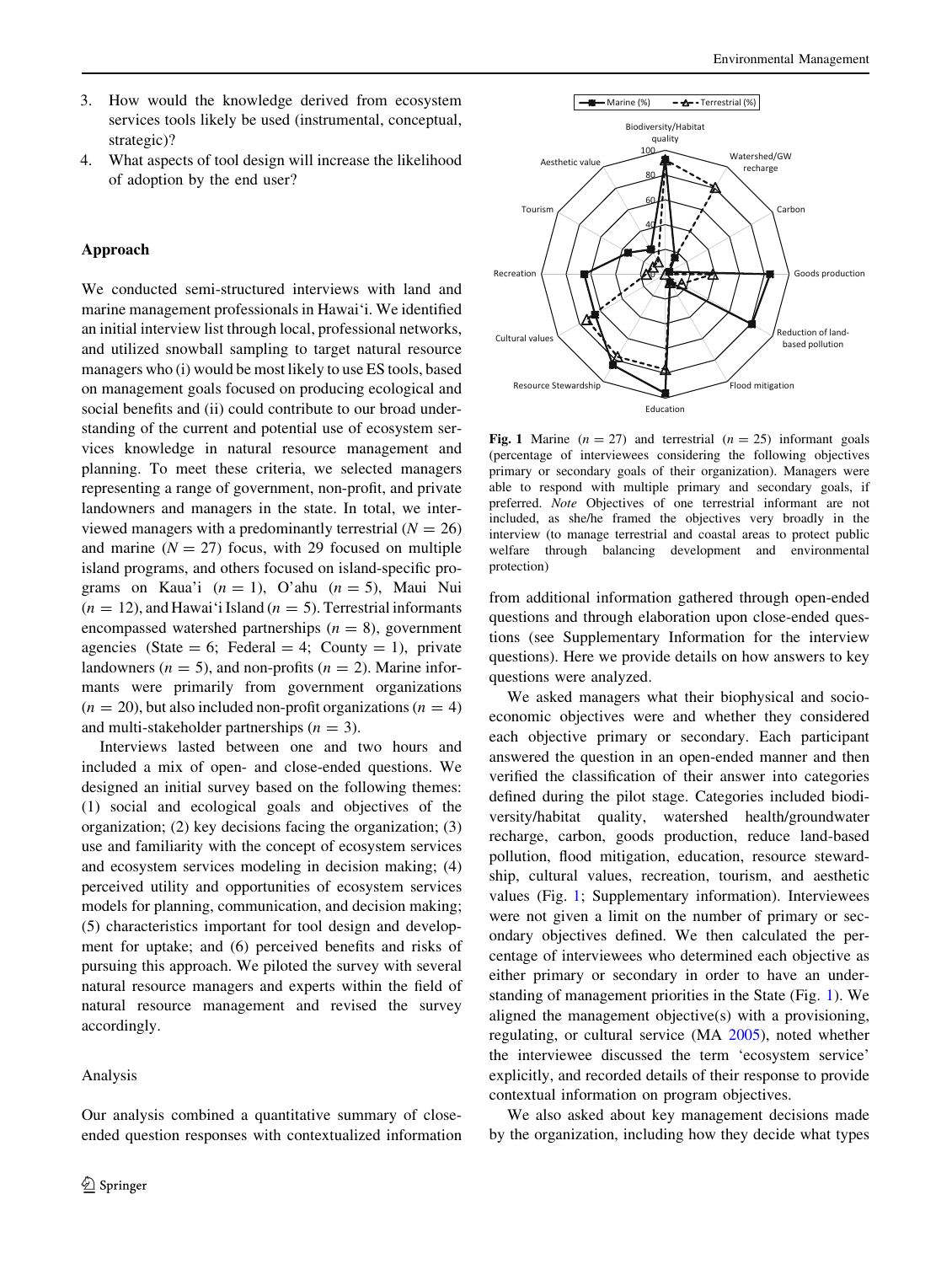3. How would the knowledge derived from ecosystem services tools likely be used (instrumental, conceptual, strategic)?
4. What aspects of tool design will increase the likelihood of adoption by the end user?

## Approach

We conducted semi-structured interviews with land and marine management professionals in Hawai'i. We identified an initial interview list through local, professional networks, and utilized snowball sampling to target natural resource managers who (i) would be most likely to use ES tools, based on management goals focused on producing ecological and social benefits and (ii) could contribute to our broad understanding of the current and potential use of ecosystem services knowledge in natural resource management and planning. To meet these criteria, we selected managers representing a range of government, non-profit, and private landowners and managers in the state. In total, we interviewed managers with a predominantly terrestrial ($N = 26$) and marine ($N = 27$) focus, with 29 focused on multiple island programs, and others focused on island-specific programs on Kaua'i ($n = 1$), O'ahu ($n = 5$), Maui Nui ($n = 12$), and Hawai'i Island ($n = 5$). Terrestrial informants encompassed watershed partnerships ($n = 8$), government agencies (State = 6; Federal = 4; County = 1), private landowners ($n = 5$), and non-profits ($n = 2$). Marine informants were primarily from government organizations ($n = 20$), but also included non-profit organizations ($n = 4$) and multi-stakeholder partnerships ($n = 3$).

Interviews lasted between one and two hours and included a mix of open- and close-ended questions. We designed an initial survey based on the following themes: (1) social and ecological goals and objectives of the organization; (2) key decisions facing the organization; (3) use and familiarity with the concept of ecosystem services and ecosystem services modeling in decision making; (4) perceived utility and opportunities of ecosystem services models for planning, communication, and decision making; (5) characteristics important for tool design and development for uptake; and (6) perceived benefits and risks of pursuing this approach. We piloted the survey with several natural resource managers and experts within the field of natural resource management and revised the survey accordingly.

### Analysis

Our analysis combined a quantitative summary of close-ended question responses with contextualized information from additional information gathered through open-ended questions and through elaboration upon close-ended questions (see Supplementary Information for the interview questions). Here we provide details on how answers to key questions were analyzed.

**Fig. 1** Marine ($n = 27$) and terrestrial ($n = 25$) informant goals (percentage of interviewees considering the following objectives primary or secondary goals of their organization). Managers were able to respond with multiple primary and secondary goals, if preferred. *Note* Objectives of one terrestrial informant are not included, as she/he framed the objectives very broadly in the interview (to manage terrestrial and coastal areas to protect public welfare through balancing development and environmental protection)

We asked managers what their biophysical and socio-economic objectives were and whether they considered each objective primary or secondary. Each participant answered the question in an open-ended manner and then verified the classification of their answer into categories defined during the pilot stage. Categories included biodiversity/habitat quality, watershed health/groundwater recharge, carbon, goods production, reduce land-based pollution, flood mitigation, education, resource stewardship, cultural values, recreation, tourism, and aesthetic values (Fig. 1; Supplementary information). Interviewees were not given a limit on the number of primary or secondary objectives defined. We then calculated the percentage of interviewees who determined each objective as either primary or secondary in order to have an understanding of management priorities in the State (Fig. 1). We aligned the management objective(s) with a provisioning, regulating, or cultural service (MA 2005), noted whether the interviewee discussed the term 'ecosystem service' explicitly, and recorded details of their response to provide contextual information on program objectives.

We also asked about key management decisions made by the organization, including how they decide what types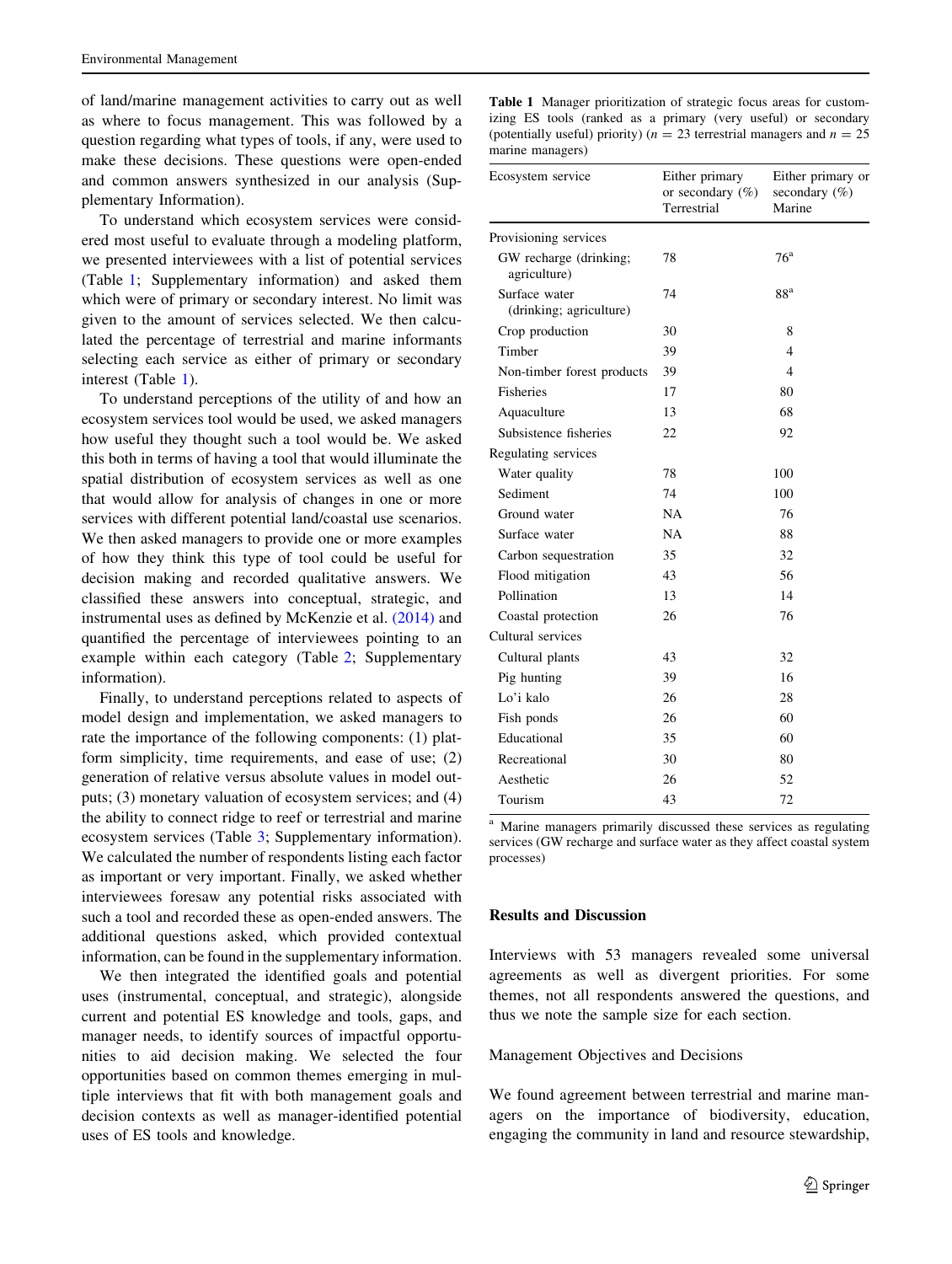of land/marine management activities to carry out as well as where to focus management. This was followed by a question regarding what types of tools, if any, were used to make these decisions. These questions were open-ended and common answers synthesized in our analysis (Supplementary Information).

To understand which ecosystem services were considered most useful to evaluate through a modeling platform, we presented interviewees with a list of potential services (Table 1; Supplementary information) and asked them which were of primary or secondary interest. No limit was given to the amount of services selected. We then calculated the percentage of terrestrial and marine informants selecting each service as either of primary or secondary interest (Table 1).

To understand perceptions of the utility of and how an ecosystem services tool would be used, we asked managers how useful they thought such a tool would be. We asked this both in terms of having a tool that would illuminate the spatial distribution of ecosystem services as well as one that would allow for analysis of changes in one or more services with different potential land/coastal use scenarios. We then asked managers to provide one or more examples of how they think this type of tool could be useful for decision making and recorded qualitative answers. We classified these answers into conceptual, strategic, and instrumental uses as defined by McKenzie et al. (2014) and quantified the percentage of interviewees pointing to an example within each category (Table 2; Supplementary information).

Finally, to understand perceptions related to aspects of model design and implementation, we asked managers to rate the importance of the following components: (1) platform simplicity, time requirements, and ease of use; (2) generation of relative versus absolute values in model outputs; (3) monetary valuation of ecosystem services; and (4) the ability to connect ridge to reef or terrestrial and marine ecosystem services (Table 3; Supplementary information). We calculated the number of respondents listing each factor as important or very important. Finally, we asked whether interviewees foresaw any potential risks associated with such a tool and recorded these as open-ended answers. The additional questions asked, which provided contextual information, can be found in the supplementary information.

We then integrated the identified goals and potential uses (instrumental, conceptual, and strategic), alongside current and potential ES knowledge and tools, gaps, and manager needs, to identify sources of impactful opportunities to aid decision making. We selected the four opportunities based on common themes emerging in multiple interviews that fit with both management goals and decision contexts as well as manager-identified potential uses of ES tools and knowledge.

**Table 1** Manager prioritization of strategic focus areas for customizing ES tools (ranked as a primary (very useful) or secondary (potentially useful) priority) ($n = 23$ terrestrial managers and $n = 25$ marine managers)

| Ecosystem service | Either primary or secondary (%) Terrestrial | Either primary or secondary (%) Marine |
|---|---|---|
| Provisioning services | | |
| GW recharge (drinking; agriculture) | 78 | 76[a] |
| Surface water (drinking; agriculture) | 74 | 88[a] |
| Crop production | 30 | 8 |
| Timber | 39 | 4 |
| Non-timber forest products | 39 | 4 |
| Fisheries | 17 | 80 |
| Aquaculture | 13 | 68 |
| Subsistence fisheries | 22 | 92 |
| Regulating services | | |
| Water quality | 78 | 100 |
| Sediment | 74 | 100 |
| Ground water | NA | 76 |
| Surface water | NA | 88 |
| Carbon sequestration | 35 | 32 |
| Flood mitigation | 43 | 56 |
| Pollination | 13 | 14 |
| Coastal protection | 26 | 76 |
| Cultural services | | |
| Cultural plants | 43 | 32 |
| Pig hunting | 39 | 16 |
| Lo'i kalo | 26 | 28 |
| Fish ponds | 26 | 60 |
| Educational | 35 | 60 |
| Recreational | 30 | 80 |
| Aesthetic | 26 | 52 |
| Tourism | 43 | 72 |

[a] Marine managers primarily discussed these services as regulating services (GW recharge and surface water as they affect coastal system processes)

## Results and Discussion

Interviews with 53 managers revealed some universal agreements as well as divergent priorities. For some themes, not all respondents answered the questions, and thus we note the sample size for each section.

### Management Objectives and Decisions

We found agreement between terrestrial and marine managers on the importance of biodiversity, education, engaging the community in land and resource stewardship,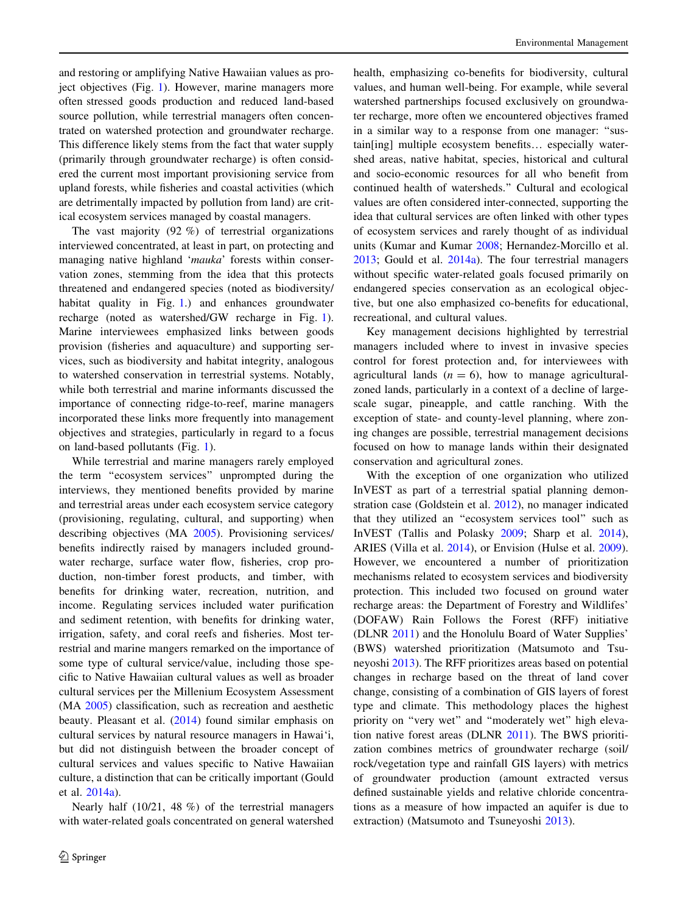and restoring or amplifying Native Hawaiian values as project objectives (Fig. 1). However, marine managers more often stressed goods production and reduced land-based source pollution, while terrestrial managers often concentrated on watershed protection and groundwater recharge. This difference likely stems from the fact that water supply (primarily through groundwater recharge) is often considered the current most important provisioning service from upland forests, while fisheries and coastal activities (which are detrimentally impacted by pollution from land) are critical ecosystem services managed by coastal managers.

The vast majority (92 %) of terrestrial organizations interviewed concentrated, at least in part, on protecting and managing native highland '*mauka*' forests within conservation zones, stemming from the idea that this protects threatened and endangered species (noted as biodiversity/habitat quality in Fig. 1.) and enhances groundwater recharge (noted as watershed/GW recharge in Fig. 1). Marine interviewees emphasized links between goods provision (fisheries and aquaculture) and supporting services, such as biodiversity and habitat integrity, analogous to watershed conservation in terrestrial systems. Notably, while both terrestrial and marine informants discussed the importance of connecting ridge-to-reef, marine managers incorporated these links more frequently into management objectives and strategies, particularly in regard to a focus on land-based pollutants (Fig. 1).

While terrestrial and marine managers rarely employed the term "ecosystem services" unprompted during the interviews, they mentioned benefits provided by marine and terrestrial areas under each ecosystem service category (provisioning, regulating, cultural, and supporting) when describing objectives (MA 2005). Provisioning services/benefits indirectly raised by managers included groundwater recharge, surface water flow, fisheries, crop production, non-timber forest products, and timber, with benefits for drinking water, recreation, nutrition, and income. Regulating services included water purification and sediment retention, with benefits for drinking water, irrigation, safety, and coral reefs and fisheries. Most terrestrial and marine mangers remarked on the importance of some type of cultural service/value, including those specific to Native Hawaiian cultural values as well as broader cultural services per the Millenium Ecosystem Assessment (MA 2005) classification, such as recreation and aesthetic beauty. Pleasant et al. (2014) found similar emphasis on cultural services by natural resource managers in Hawai'i, but did not distinguish between the broader concept of cultural services and values specific to Native Hawaiian culture, a distinction that can be critically important (Gould et al. 2014a).

Nearly half (10/21, 48 %) of the terrestrial managers with water-related goals concentrated on general watershed health, emphasizing co-benefits for biodiversity, cultural values, and human well-being. For example, while several watershed partnerships focused exclusively on groundwater recharge, more often we encountered objectives framed in a similar way to a response from one manager: "sustain[ing] multiple ecosystem benefits… especially watershed areas, native habitat, species, historical and cultural and socio-economic resources for all who benefit from continued health of watersheds." Cultural and ecological values are often considered inter-connected, supporting the idea that cultural services are often linked with other types of ecosystem services and rarely thought of as individual units (Kumar and Kumar 2008; Hernandez-Morcillo et al. 2013; Gould et al. 2014a). The four terrestrial managers without specific water-related goals focused primarily on endangered species conservation as an ecological objective, but one also emphasized co-benefits for educational, recreational, and cultural values.

Key management decisions highlighted by terrestrial managers included where to invest in invasive species control for forest protection and, for interviewees with agricultural lands ($n = 6$), how to manage agricultural-zoned lands, particularly in a context of a decline of large-scale sugar, pineapple, and cattle ranching. With the exception of state- and county-level planning, where zoning changes are possible, terrestrial management decisions focused on how to manage lands within their designated conservation and agricultural zones.

With the exception of one organization who utilized InVEST as part of a terrestrial spatial planning demonstration case (Goldstein et al. 2012), no manager indicated that they utilized an "ecosystem services tool" such as InVEST (Tallis and Polasky 2009; Sharp et al. 2014), ARIES (Villa et al. 2014), or Envision (Hulse et al. 2009). However, we encountered a number of prioritization mechanisms related to ecosystem services and biodiversity protection. This included two focused on ground water recharge areas: the Department of Forestry and Wildlifes' (DOFAW) Rain Follows the Forest (RFF) initiative (DLNR 2011) and the Honolulu Board of Water Supplies' (BWS) watershed prioritization (Matsumoto and Tsuneyoshi 2013). The RFF prioritizes areas based on potential changes in recharge based on the threat of land cover change, consisting of a combination of GIS layers of forest type and climate. This methodology places the highest priority on "very wet" and "moderately wet" high elevation native forest areas (DLNR 2011). The BWS prioritization combines metrics of groundwater recharge (soil/rock/vegetation type and rainfall GIS layers) with metrics of groundwater production (amount extracted versus defined sustainable yields and relative chloride concentrations as a measure of how impacted an aquifer is due to extraction) (Matsumoto and Tsuneyoshi 2013).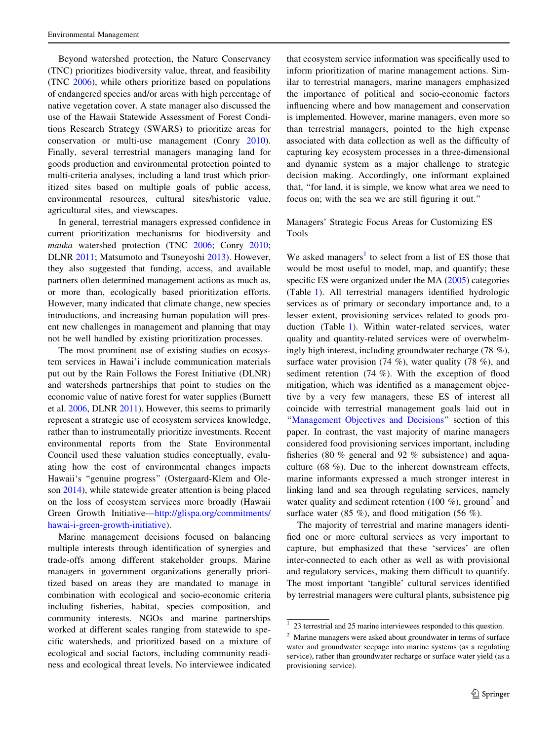Beyond watershed protection, the Nature Conservancy (TNC) prioritizes biodiversity value, threat, and feasibility (TNC 2006), while others prioritize based on populations of endangered species and/or areas with high percentage of native vegetation cover. A state manager also discussed the use of the Hawaii Statewide Assessment of Forest Conditions Research Strategy (SWARS) to prioritize areas for conservation or multi-use management (Conry 2010). Finally, several terrestrial managers managing land for goods production and environmental protection pointed to multi-criteria analyses, including a land trust which prioritized sites based on multiple goals of public access, environmental resources, cultural sites/historic value, agricultural sites, and viewscapes.

In general, terrestrial managers expressed confidence in current prioritization mechanisms for biodiversity and *mauka* watershed protection (TNC 2006; Conry 2010; DLNR 2011; Matsumoto and Tsuneyoshi 2013). However, they also suggested that funding, access, and available partners often determined management actions as much as, or more than, ecologically based prioritization efforts. However, many indicated that climate change, new species introductions, and increasing human population will present new challenges in management and planning that may not be well handled by existing prioritization processes.

The most prominent use of existing studies on ecosystem services in Hawai'i include communication materials put out by the Rain Follows the Forest Initiative (DLNR) and watersheds partnerships that point to studies on the economic value of native forest for water supplies (Burnett et al. 2006, DLNR 2011). However, this seems to primarily represent a strategic use of ecosystem services knowledge, rather than to instrumentally prioritize investments. Recent environmental reports from the State Environmental Council used these valuation studies conceptually, evaluating how the cost of environmental changes impacts Hawaii's "genuine progress" (Ostergaard-Klem and Oleson 2014), while statewide greater attention is being placed on the loss of ecosystem services more broadly (Hawaii Green Growth Initiative—http://glispa.org/commitments/hawai-i-green-growth-initiative).

Marine management decisions focused on balancing multiple interests through identification of synergies and trade-offs among different stakeholder groups. Marine managers in government organizations generally prioritized based on areas they are mandated to manage in combination with ecological and socio-economic criteria including fisheries, habitat, species composition, and community interests. NGOs and marine partnerships worked at different scales ranging from statewide to specific watersheds, and prioritized based on a mixture of ecological and social factors, including community readiness and ecological threat levels. No interviewee indicated that ecosystem service information was specifically used to inform prioritization of marine management actions. Similar to terrestrial managers, marine managers emphasized the importance of political and socio-economic factors influencing where and how management and conservation is implemented. However, marine managers, even more so than terrestrial managers, pointed to the high expense associated with data collection as well as the difficulty of capturing key ecosystem processes in a three-dimensional and dynamic system as a major challenge to strategic decision making. Accordingly, one informant explained that, "for land, it is simple, we know what area we need to focus on; with the sea we are still figuring it out."

## Managers' Strategic Focus Areas for Customizing ES Tools

We asked managers[1] to select from a list of ES those that would be most useful to model, map, and quantify; these specific ES were organized under the MA (2005) categories (Table 1). All terrestrial managers identified hydrologic services as of primary or secondary importance and, to a lesser extent, provisioning services related to goods production (Table 1). Within water-related services, water quality and quantity-related services were of overwhelmingly high interest, including groundwater recharge (78 %), surface water provision (74 %), water quality (78 %), and sediment retention (74 %). With the exception of flood mitigation, which was identified as a management objective by a very few managers, these ES of interest all coincide with terrestrial management goals laid out in "Management Objectives and Decisions" section of this paper. In contrast, the vast majority of marine managers considered food provisioning services important, including fisheries (80 % general and 92 % subsistence) and aquaculture (68 %). Due to the inherent downstream effects, marine informants expressed a much stronger interest in linking land and sea through regulating services, namely water quality and sediment retention (100 %), ground[2] and surface water (85 %), and flood mitigation (56 %).

The majority of terrestrial and marine managers identified one or more cultural services as very important to capture, but emphasized that these 'services' are often inter-connected to each other as well as with provisional and regulatory services, making them difficult to quantify. The most important 'tangible' cultural services identified by terrestrial managers were cultural plants, subsistence pig

[1] 23 terrestrial and 25 marine interviewees responded to this question.

[2] Marine managers were asked about groundwater in terms of surface water and groundwater seepage into marine systems (as a regulating service), rather than groundwater recharge or surface water yield (as a provisioning service).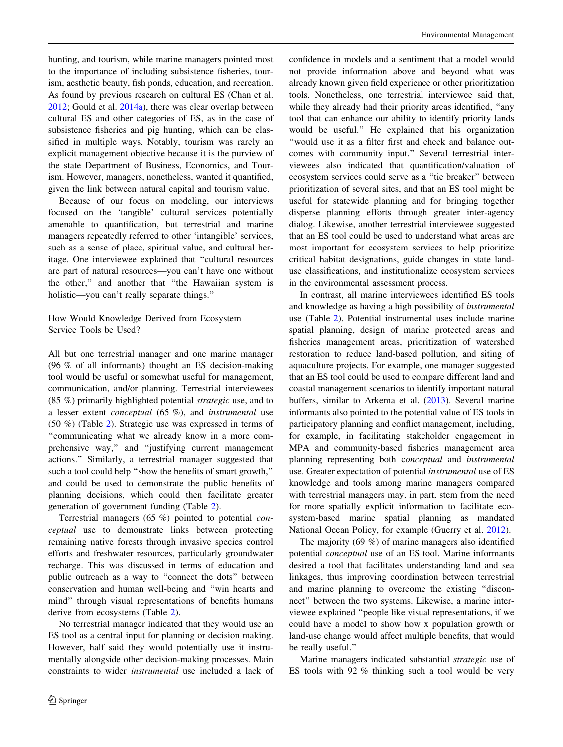hunting, and tourism, while marine managers pointed most to the importance of including subsistence fisheries, tourism, aesthetic beauty, fish ponds, education, and recreation. As found by previous research on cultural ES (Chan et al. 2012; Gould et al. 2014a), there was clear overlap between cultural ES and other categories of ES, as in the case of subsistence fisheries and pig hunting, which can be classified in multiple ways. Notably, tourism was rarely an explicit management objective because it is the purview of the state Department of Business, Economics, and Tourism. However, managers, nonetheless, wanted it quantified, given the link between natural capital and tourism value.

Because of our focus on modeling, our interviews focused on the 'tangible' cultural services potentially amenable to quantification, but terrestrial and marine managers repeatedly referred to other 'intangible' services, such as a sense of place, spiritual value, and cultural heritage. One interviewee explained that "cultural resources are part of natural resources—you can't have one without the other," and another that "the Hawaiian system is holistic—you can't really separate things."

### How Would Knowledge Derived from Ecosystem Service Tools be Used?

All but one terrestrial manager and one marine manager (96 % of all informants) thought an ES decision-making tool would be useful or somewhat useful for management, communication, and/or planning. Terrestrial interviewees (85 %) primarily highlighted potential *strategic* use, and to a lesser extent *conceptual* (65 %), and *instrumental* use (50 %) (Table 2). Strategic use was expressed in terms of "communicating what we already know in a more comprehensive way," and "justifying current management actions." Similarly, a terrestrial manager suggested that such a tool could help "show the benefits of smart growth," and could be used to demonstrate the public benefits of planning decisions, which could then facilitate greater generation of government funding (Table 2).

Terrestrial managers (65 %) pointed to potential *conceptual* use to demonstrate links between protecting remaining native forests through invasive species control efforts and freshwater resources, particularly groundwater recharge. This was discussed in terms of education and public outreach as a way to "connect the dots" between conservation and human well-being and "win hearts and mind" through visual representations of benefits humans derive from ecosystems (Table 2).

No terrestrial manager indicated that they would use an ES tool as a central input for planning or decision making. However, half said they would potentially use it instrumentally alongside other decision-making processes. Main constraints to wider *instrumental* use included a lack of confidence in models and a sentiment that a model would not provide information above and beyond what was already known given field experience or other prioritization tools. Nonetheless, one terrestrial interviewee said that, while they already had their priority areas identified, "any tool that can enhance our ability to identify priority lands would be useful." He explained that his organization "would use it as a filter first and check and balance outcomes with community input." Several terrestrial interviewees also indicated that quantification/valuation of ecosystem services could serve as a "tie breaker" between prioritization of several sites, and that an ES tool might be useful for statewide planning and for bringing together disperse planning efforts through greater inter-agency dialog. Likewise, another terrestrial interviewee suggested that an ES tool could be used to understand what areas are most important for ecosystem services to help prioritize critical habitat designations, guide changes in state land-use classifications, and institutionalize ecosystem services in the environmental assessment process.

In contrast, all marine interviewees identified ES tools and knowledge as having a high possibility of *instrumental* use (Table 2). Potential instrumental uses include marine spatial planning, design of marine protected areas and fisheries management areas, prioritization of watershed restoration to reduce land-based pollution, and siting of aquaculture projects. For example, one manager suggested that an ES tool could be used to compare different land and coastal management scenarios to identify important natural buffers, similar to Arkema et al. (2013). Several marine informants also pointed to the potential value of ES tools in participatory planning and conflict management, including, for example, in facilitating stakeholder engagement in MPA and community-based fisheries management area planning representing both *conceptual* and *instrumental* use. Greater expectation of potential *instrumental* use of ES knowledge and tools among marine managers compared with terrestrial managers may, in part, stem from the need for more spatially explicit information to facilitate ecosystem-based marine spatial planning as mandated National Ocean Policy, for example (Guerry et al. 2012).

The majority (69 %) of marine managers also identified potential *conceptual* use of an ES tool. Marine informants desired a tool that facilitates understanding land and sea linkages, thus improving coordination between terrestrial and marine planning to overcome the existing "disconnect" between the two systems. Likewise, a marine interviewee explained "people like visual representations, if we could have a model to show how x population growth or land-use change would affect multiple benefits, that would be really useful."

Marine managers indicated substantial *strategic* use of ES tools with 92 % thinking such a tool would be very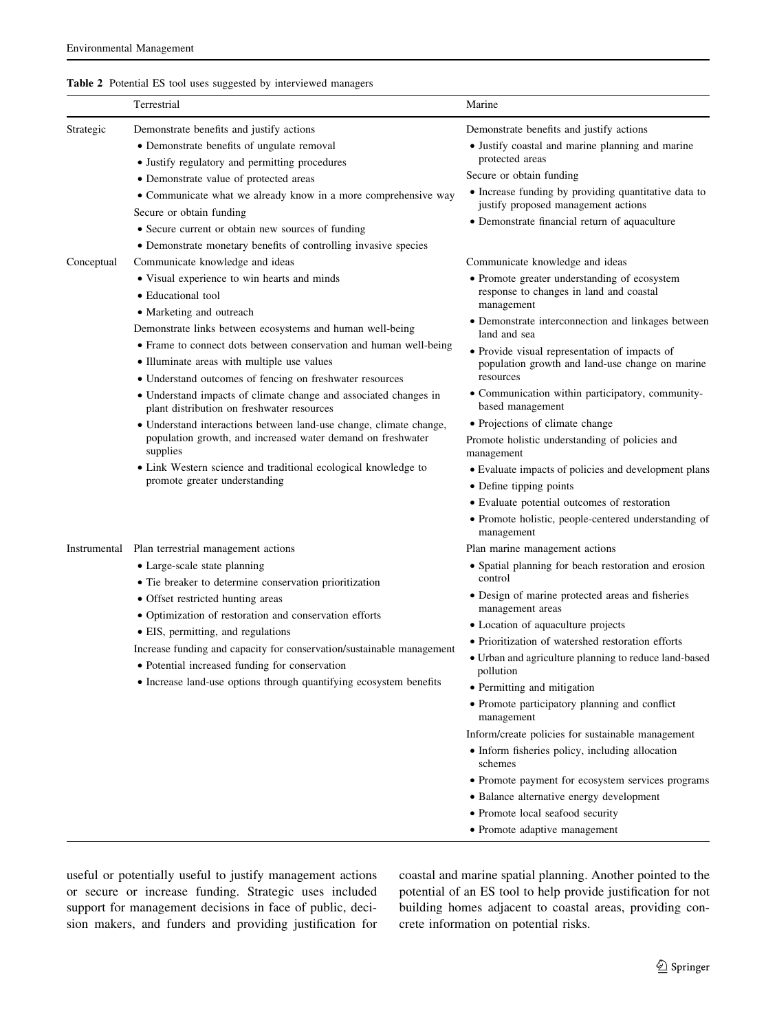**Table 2** Potential ES tool uses suggested by interviewed managers

| | Terrestrial | Marine |
|---|---|---|
| Strategic | Demonstrate benefits and justify actions<br>• Demonstrate benefits of ungulate removal<br>• Justify regulatory and permitting procedures<br>• Demonstrate value of protected areas<br>• Communicate what we already know in a more comprehensive way<br>Secure or obtain funding<br>• Secure current or obtain new sources of funding<br>• Demonstrate monetary benefits of controlling invasive species | Demonstrate benefits and justify actions<br>• Justify coastal and marine planning and marine protected areas<br>Secure or obtain funding<br>• Increase funding by providing quantitative data to justify proposed management actions<br>• Demonstrate financial return of aquaculture |
| Conceptual | Communicate knowledge and ideas<br>• Visual experience to win hearts and minds<br>• Educational tool<br>• Marketing and outreach<br>Demonstrate links between ecosystems and human well-being<br>• Frame to connect dots between conservation and human well-being<br>• Illuminate areas with multiple use values<br>• Understand outcomes of fencing on freshwater resources<br>• Understand impacts of climate change and associated changes in plant distribution on freshwater resources<br>• Understand interactions between land-use change, climate change, population growth, and increased water demand on freshwater supplies<br>• Link Western science and traditional ecological knowledge to promote greater understanding | Communicate knowledge and ideas<br>• Promote greater understanding of ecosystem response to changes in land and coastal management<br>• Demonstrate interconnection and linkages between land and sea<br>• Provide visual representation of impacts of population growth and land-use change on marine resources<br>• Communication within participatory, community-based management<br>• Projections of climate change<br>Promote holistic understanding of policies and management<br>• Evaluate impacts of policies and development plans<br>• Define tipping points<br>• Evaluate potential outcomes of restoration<br>• Promote holistic, people-centered understanding of management |
| Instrumental | Plan terrestrial management actions<br>• Large-scale state planning<br>• Tie breaker to determine conservation prioritization<br>• Offset restricted hunting areas<br>• Optimization of restoration and conservation efforts<br>• EIS, permitting, and regulations<br>Increase funding and capacity for conservation/sustainable management<br>• Potential increased funding for conservation<br>• Increase land-use options through quantifying ecosystem benefits | Plan marine management actions<br>• Spatial planning for beach restoration and erosion control<br>• Design of marine protected areas and fisheries management areas<br>• Location of aquaculture projects<br>• Prioritization of watershed restoration efforts<br>• Urban and agriculture planning to reduce land-based pollution<br>• Permitting and mitigation<br>• Promote participatory planning and conflict management<br>Inform/create policies for sustainable management<br>• Inform fisheries policy, including allocation schemes<br>• Promote payment for ecosystem services programs<br>• Balance alternative energy development<br>• Promote local seafood security<br>• Promote adaptive management |

useful or potentially useful to justify management actions or secure or increase funding. Strategic uses included support for management decisions in face of public, decision makers, and funders and providing justification for coastal and marine spatial planning. Another pointed to the potential of an ES tool to help provide justification for not building homes adjacent to coastal areas, providing concrete information on potential risks.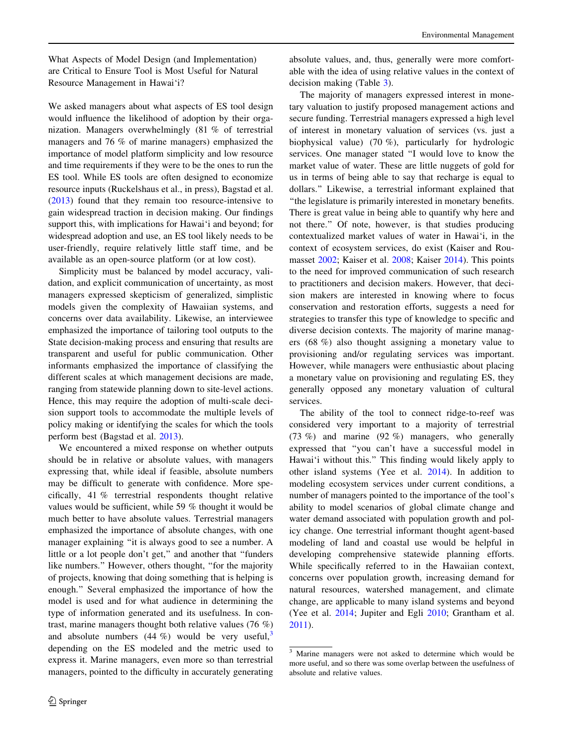### What Aspects of Model Design (and Implementation) are Critical to Ensure Tool is Most Useful for Natural Resource Management in Hawai'i?

We asked managers about what aspects of ES tool design would influence the likelihood of adoption by their organization. Managers overwhelmingly (81 % of terrestrial managers and 76 % of marine managers) emphasized the importance of model platform simplicity and low resource and time requirements if they were to be the ones to run the ES tool. While ES tools are often designed to economize resource inputs (Ruckelshaus et al., in press), Bagstad et al. (2013) found that they remain too resource-intensive to gain widespread traction in decision making. Our findings support this, with implications for Hawai'i and beyond; for widespread adoption and use, an ES tool likely needs to be user-friendly, require relatively little staff time, and be available as an open-source platform (or at low cost).

Simplicity must be balanced by model accuracy, validation, and explicit communication of uncertainty, as most managers expressed skepticism of generalized, simplistic models given the complexity of Hawaiian systems, and concerns over data availability. Likewise, an interviewee emphasized the importance of tailoring tool outputs to the State decision-making process and ensuring that results are transparent and useful for public communication. Other informants emphasized the importance of classifying the different scales at which management decisions are made, ranging from statewide planning down to site-level actions. Hence, this may require the adoption of multi-scale decision support tools to accommodate the multiple levels of policy making or identifying the scales for which the tools perform best (Bagstad et al. 2013).

We encountered a mixed response on whether outputs should be in relative or absolute values, with managers expressing that, while ideal if feasible, absolute numbers may be difficult to generate with confidence. More specifically, 41 % terrestrial respondents thought relative values would be sufficient, while 59 % thought it would be much better to have absolute values. Terrestrial managers emphasized the importance of absolute changes, with one manager explaining "it is always good to see a number. A little or a lot people don't get," and another that "funders like numbers." However, others thought, "for the majority of projects, knowing that doing something that is helping is enough." Several emphasized the importance of how the model is used and for what audience in determining the type of information generated and its usefulness. In contrast, marine managers thought both relative values (76 %) and absolute numbers (44 %) would be very useful,[3] depending on the ES modeled and the metric used to express it. Marine managers, even more so than terrestrial managers, pointed to the difficulty in accurately generating absolute values, and, thus, generally were more comfortable with the idea of using relative values in the context of decision making (Table 3).

The majority of managers expressed interest in monetary valuation to justify proposed management actions and secure funding. Terrestrial managers expressed a high level of interest in monetary valuation of services (vs. just a biophysical value) (70 %), particularly for hydrologic services. One manager stated "I would love to know the market value of water. These are little nuggets of gold for us in terms of being able to say that recharge is equal to dollars." Likewise, a terrestrial informant explained that "the legislature is primarily interested in monetary benefits. There is great value in being able to quantify why here and not there." Of note, however, is that studies producing contextualized market values of water in Hawai'i, in the context of ecosystem services, do exist (Kaiser and Roumasset 2002; Kaiser et al. 2008; Kaiser 2014). This points to the need for improved communication of such research to practitioners and decision makers. However, that decision makers are interested in knowing where to focus conservation and restoration efforts, suggests a need for strategies to transfer this type of knowledge to specific and diverse decision contexts. The majority of marine managers (68 %) also thought assigning a monetary value to provisioning and/or regulating services was important. However, while managers were enthusiastic about placing a monetary value on provisioning and regulating ES, they generally opposed any monetary valuation of cultural services.

The ability of the tool to connect ridge-to-reef was considered very important to a majority of terrestrial (73 %) and marine (92 %) managers, who generally expressed that "you can't have a successful model in Hawai'i without this." This finding would likely apply to other island systems (Yee et al. 2014). In addition to modeling ecosystem services under current conditions, a number of managers pointed to the importance of the tool's ability to model scenarios of global climate change and water demand associated with population growth and policy change. One terrestrial informant thought agent-based modeling of land and coastal use would be helpful in developing comprehensive statewide planning efforts. While specifically referred to in the Hawaiian context, concerns over population growth, increasing demand for natural resources, watershed management, and climate change, are applicable to many island systems and beyond (Yee et al. 2014; Jupiter and Egli 2010; Grantham et al. 2011).

---

[3] Marine managers were not asked to determine which would be more useful, and so there was some overlap between the usefulness of absolute and relative values.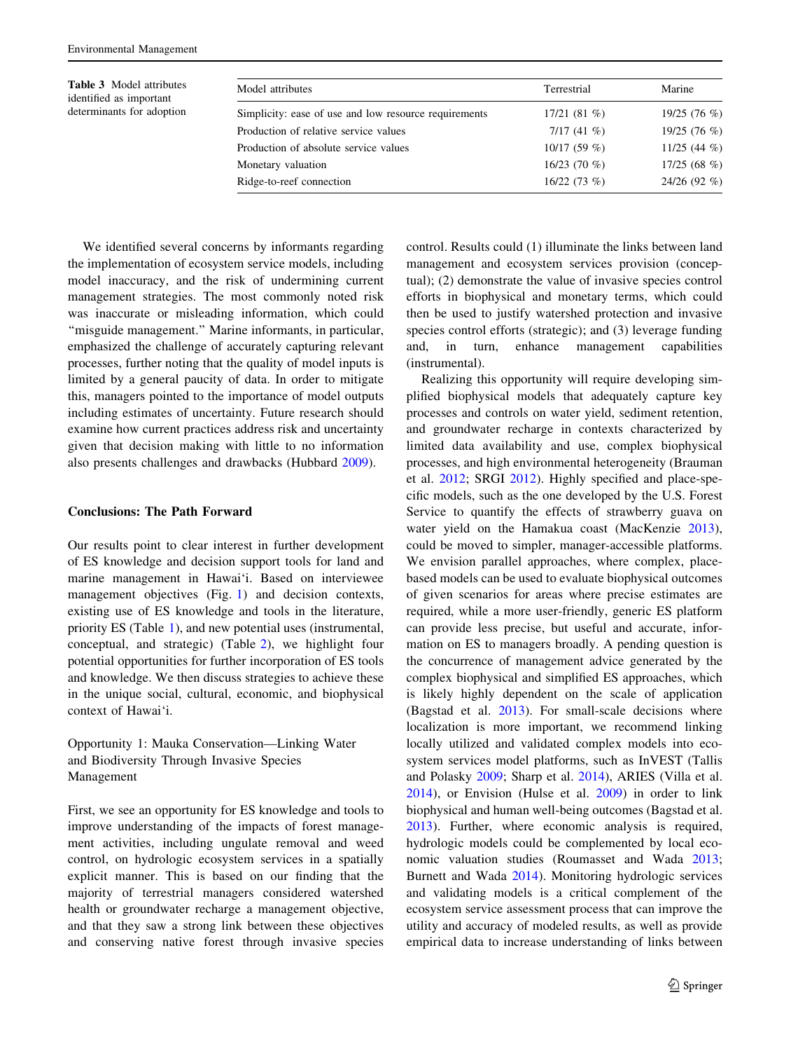**Table 3** Model attributes identified as important determinants for adoption

| Model attributes | Terrestrial | Marine |
|---|---|---|
| Simplicity: ease of use and low resource requirements | 17/21 (81 %) | 19/25 (76 %) |
| Production of relative service values | 7/17 (41 %) | 19/25 (76 %) |
| Production of absolute service values | 10/17 (59 %) | 11/25 (44 %) |
| Monetary valuation | 16/23 (70 %) | 17/25 (68 %) |
| Ridge-to-reef connection | 16/22 (73 %) | 24/26 (92 %) |

We identified several concerns by informants regarding the implementation of ecosystem service models, including model inaccuracy, and the risk of undermining current management strategies. The most commonly noted risk was inaccurate or misleading information, which could "misguide management." Marine informants, in particular, emphasized the challenge of accurately capturing relevant processes, further noting that the quality of model inputs is limited by a general paucity of data. In order to mitigate this, managers pointed to the importance of model outputs including estimates of uncertainty. Future research should examine how current practices address risk and uncertainty given that decision making with little to no information also presents challenges and drawbacks (Hubbard 2009).

## Conclusions: The Path Forward

Our results point to clear interest in further development of ES knowledge and decision support tools for land and marine management in Hawai'i. Based on interviewee management objectives (Fig. 1) and decision contexts, existing use of ES knowledge and tools in the literature, priority ES (Table 1), and new potential uses (instrumental, conceptual, and strategic) (Table 2), we highlight four potential opportunities for further incorporation of ES tools and knowledge. We then discuss strategies to achieve these in the unique social, cultural, economic, and biophysical context of Hawai'i.

### Opportunity 1: Mauka Conservation—Linking Water and Biodiversity Through Invasive Species Management

First, we see an opportunity for ES knowledge and tools to improve understanding of the impacts of forest management activities, including ungulate removal and weed control, on hydrologic ecosystem services in a spatially explicit manner. This is based on our finding that the majority of terrestrial managers considered watershed health or groundwater recharge a management objective, and that they saw a strong link between these objectives and conserving native forest through invasive species control. Results could (1) illuminate the links between land management and ecosystem services provision (conceptual); (2) demonstrate the value of invasive species control efforts in biophysical and monetary terms, which could then be used to justify watershed protection and invasive species control efforts (strategic); and (3) leverage funding and, in turn, enhance management capabilities (instrumental).

Realizing this opportunity will require developing simplified biophysical models that adequately capture key processes and controls on water yield, sediment retention, and groundwater recharge in contexts characterized by limited data availability and use, complex biophysical processes, and high environmental heterogeneity (Brauman et al. 2012; SRGI 2012). Highly specified and place-specific models, such as the one developed by the U.S. Forest Service to quantify the effects of strawberry guava on water yield on the Hamakua coast (MacKenzie 2013), could be moved to simpler, manager-accessible platforms. We envision parallel approaches, where complex, place-based models can be used to evaluate biophysical outcomes of given scenarios for areas where precise estimates are required, while a more user-friendly, generic ES platform can provide less precise, but useful and accurate, information on ES to managers broadly. A pending question is the concurrence of management advice generated by the complex biophysical and simplified ES approaches, which is likely highly dependent on the scale of application (Bagstad et al. 2013). For small-scale decisions where localization is more important, we recommend linking locally utilized and validated complex models into ecosystem services model platforms, such as InVEST (Tallis and Polasky 2009; Sharp et al. 2014), ARIES (Villa et al. 2014), or Envision (Hulse et al. 2009) in order to link biophysical and human well-being outcomes (Bagstad et al. 2013). Further, where economic analysis is required, hydrologic models could be complemented by local economic valuation studies (Roumasset and Wada 2013; Burnett and Wada 2014). Monitoring hydrologic services and validating models is a critical complement of the ecosystem service assessment process that can improve the utility and accuracy of modeled results, as well as provide empirical data to increase understanding of links between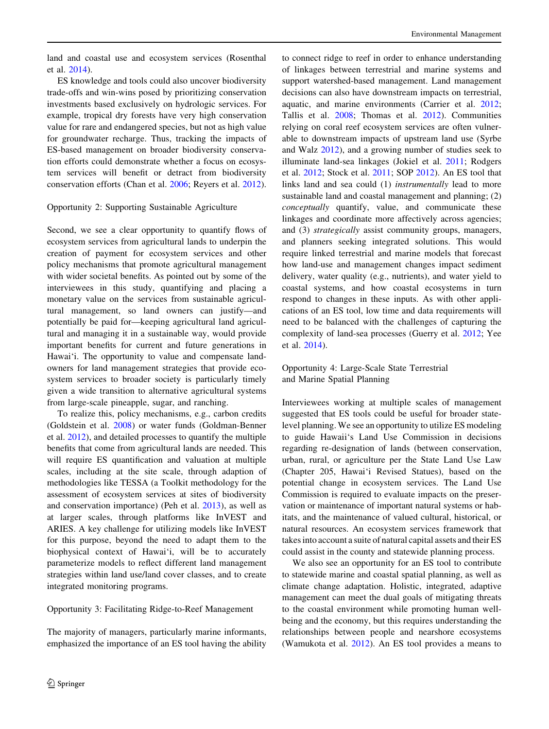land and coastal use and ecosystem services (Rosenthal et al. 2014).

ES knowledge and tools could also uncover biodiversity trade-offs and win-wins posed by prioritizing conservation investments based exclusively on hydrologic services. For example, tropical dry forests have very high conservation value for rare and endangered species, but not as high value for groundwater recharge. Thus, tracking the impacts of ES-based management on broader biodiversity conservation efforts could demonstrate whether a focus on ecosystem services will benefit or detract from biodiversity conservation efforts (Chan et al. 2006; Reyers et al. 2012).

### Opportunity 2: Supporting Sustainable Agriculture

Second, we see a clear opportunity to quantify flows of ecosystem services from agricultural lands to underpin the creation of payment for ecosystem services and other policy mechanisms that promote agricultural management with wider societal benefits. As pointed out by some of the interviewees in this study, quantifying and placing a monetary value on the services from sustainable agricultural management, so land owners can justify—and potentially be paid for—keeping agricultural land agricultural and managing it in a sustainable way, would provide important benefits for current and future generations in Hawai'i. The opportunity to value and compensate landowners for land management strategies that provide ecosystem services to broader society is particularly timely given a wide transition to alternative agricultural systems from large-scale pineapple, sugar, and ranching.

To realize this, policy mechanisms, e.g., carbon credits (Goldstein et al. 2008) or water funds (Goldman-Benner et al. 2012), and detailed processes to quantify the multiple benefits that come from agricultural lands are needed. This will require ES quantification and valuation at multiple scales, including at the site scale, through adaption of methodologies like TESSA (a Toolkit methodology for the assessment of ecosystem services at sites of biodiversity and conservation importance) (Peh et al. 2013), as well as at larger scales, through platforms like InVEST and ARIES. A key challenge for utilizing models like InVEST for this purpose, beyond the need to adapt them to the biophysical context of Hawai'i, will be to accurately parameterize models to reflect different land management strategies within land use/land cover classes, and to create integrated monitoring programs.

### Opportunity 3: Facilitating Ridge-to-Reef Management

The majority of managers, particularly marine informants, emphasized the importance of an ES tool having the ability to connect ridge to reef in order to enhance understanding of linkages between terrestrial and marine systems and support watershed-based management. Land management decisions can also have downstream impacts on terrestrial, aquatic, and marine environments (Carrier et al. 2012; Tallis et al. 2008; Thomas et al. 2012). Communities relying on coral reef ecosystem services are often vulnerable to downstream impacts of upstream land use (Syrbe and Walz 2012), and a growing number of studies seek to illuminate land-sea linkages (Jokiel et al. 2011; Rodgers et al. 2012; Stock et al. 2011; SOP 2012). An ES tool that links land and sea could (1) *instrumentally* lead to more sustainable land and coastal management and planning; (2) *conceptually* quantify, value, and communicate these linkages and coordinate more affectively across agencies; and (3) *strategically* assist community groups, managers, and planners seeking integrated solutions. This would require linked terrestrial and marine models that forecast how land-use and management changes impact sediment delivery, water quality (e.g., nutrients), and water yield to coastal systems, and how coastal ecosystems in turn respond to changes in these inputs. As with other applications of an ES tool, low time and data requirements will need to be balanced with the challenges of capturing the complexity of land-sea processes (Guerry et al. 2012; Yee et al. 2014).

### Opportunity 4: Large-Scale State Terrestrial and Marine Spatial Planning

Interviewees working at multiple scales of management suggested that ES tools could be useful for broader state-level planning. We see an opportunity to utilize ES modeling to guide Hawaii's Land Use Commission in decisions regarding re-designation of lands (between conservation, urban, rural, or agriculture per the State Land Use Law (Chapter 205, Hawai'i Revised Statues), based on the potential change in ecosystem services. The Land Use Commission is required to evaluate impacts on the preservation or maintenance of important natural systems or habitats, and the maintenance of valued cultural, historical, or natural resources. An ecosystem services framework that takes into account a suite of natural capital assets and their ES could assist in the county and statewide planning process.

We also see an opportunity for an ES tool to contribute to statewide marine and coastal spatial planning, as well as climate change adaptation. Holistic, integrated, adaptive management can meet the dual goals of mitigating threats to the coastal environment while promoting human well-being and the economy, but this requires understanding the relationships between people and nearshore ecosystems (Wamukota et al. 2012). An ES tool provides a means to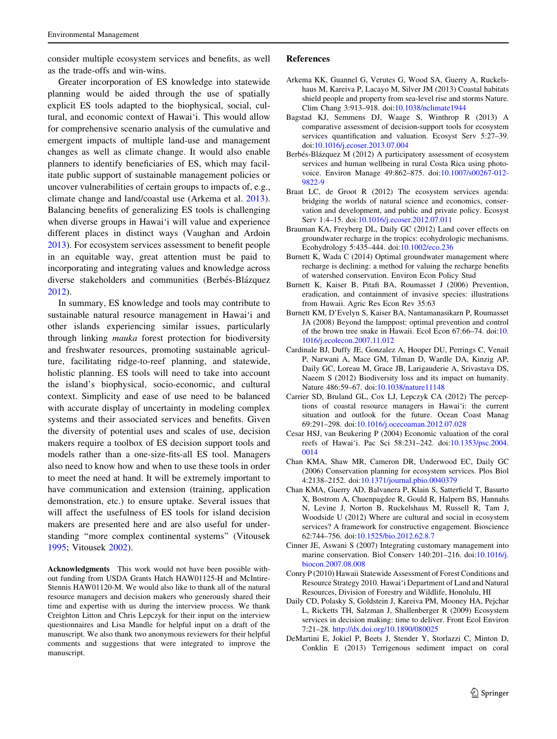consider multiple ecosystem services and benefits, as well as the trade-offs and win-wins.

Greater incorporation of ES knowledge into statewide planning would be aided through the use of spatially explicit ES tools adapted to the biophysical, social, cultural, and economic context of Hawaiʻi. This would allow for comprehensive scenario analysis of the cumulative and emergent impacts of multiple land-use and management changes as well as climate change. It would also enable planners to identify beneficiaries of ES, which may facilitate public support of sustainable management policies or uncover vulnerabilities of certain groups to impacts of, e.g., climate change and land/coastal use (Arkema et al. 2013). Balancing benefits of generalizing ES tools is challenging when diverse groups in Hawaiʻi will value and experience different places in distinct ways (Vaughan and Ardoin 2013). For ecosystem services assessment to benefit people in an equitable way, great attention must be paid to incorporating and integrating values and knowledge across diverse stakeholders and communities (Berbés-Blázquez 2012).

In summary, ES knowledge and tools may contribute to sustainable natural resource management in Hawaiʻi and other islands experiencing similar issues, particularly through linking *mauka* forest protection for biodiversity and freshwater resources, promoting sustainable agriculture, facilitating ridge-to-reef planning, and statewide, holistic planning. ES tools will need to take into account the island's biophysical, socio-economic, and cultural context. Simplicity and ease of use need to be balanced with accurate display of uncertainty in modeling complex systems and their associated services and benefits. Given the diversity of potential uses and scales of use, decision makers require a toolbox of ES decision support tools and models rather than a one-size-fits-all ES tool. Managers also need to know how and when to use these tools in order to meet the need at hand. It will be extremely important to have communication and extension (training, application demonstration, etc.) to ensure uptake. Several issues that will affect the usefulness of ES tools for island decision makers are presented here and are also useful for understanding "more complex continental systems" (Vitousek 1995; Vitousek 2002).

**Acknowledgments** This work would not have been possible without funding from USDA Grants Hatch HAW01125-H and McIntire-Stennis HAW01120-M. We would also like to thank all of the natural resource managers and decision makers who generously shared their time and expertise with us during the interview process. We thank Creighton Litton and Chris Lepczyk for their input on the interview questionnaires and Lisa Mandle for helpful input on a draft of the manuscript. We also thank two anonymous reviewers for their helpful comments and suggestions that were integrated to improve the manuscript.

## References

Arkema KK, Guannel G, Verutes G, Wood SA, Guerry A, Ruckelshaus M, Kareiva P, Lacayo M, Silver JM (2013) Coastal habitats shield people and property from sea-level rise and storms Nature. Clim Chang 3:913–918. doi:10.1038/nclimate1944

Bagstad KJ, Semmens DJ, Waage S, Winthrop R (2013) A comparative assessment of decision-support tools for ecosystem services quantification and valuation. Ecosyst Serv 5:27–39. doi:10.1016/j.ecoser.2013.07.004

Berbés-Blázquez M (2012) A participatory assessment of ecosystem services and human wellbeing in rural Costa Rica using photo-voice. Environ Manage 49:862–875. doi:10.1007/s00267-012-9822-9

Braat LC, de Groot R (2012) The ecosystem services agenda: bridging the worlds of natural science and economics, conservation and development, and public and private policy. Ecosyst Serv 1:4–15. doi:10.1016/j.ecoser.2012.07.011

Brauman KA, Freyberg DL, Daily GC (2012) Land cover effects on groundwater recharge in the tropics: ecohydrologic mechanisms. Ecohydrology 5:435–444. doi:10.1002/eco.236

Burnett K, Wada C (2014) Optimal groundwater management where recharge is declining: a method for valuing the recharge benefits of watershed conservation. Environ Econ Policy Stud

Burnett K, Kaiser B, Pitafi BA, Roumasset J (2006) Prevention, eradication, and containment of invasive species: illustrations from Hawaii. Agric Res Econ Rev 35:63

Burnett KM, D'Evelyn S, Kaiser BA, Nantamanasikarn P, Roumasset JA (2008) Beyond the lamppost: optimal prevention and control of the brown tree snake in Hawaii. Ecol Econ 67:66–74. doi:10.1016/j.ecolecon.2007.11.012

Cardinale BJ, Duffy JE, Gonzalez A, Hooper DU, Perrings C, Venail P, Narwani A, Mace GM, Tilman D, Wardle DA, Kinzig AP, Daily GC, Loreau M, Grace JB, Larigauderie A, Srivastava DS, Naeem S (2012) Biodiversity loss and its impact on humanity. Nature 486:59–67. doi:10.1038/nature11148

Carrier SD, Bruland GL, Cox LJ, Lepczyk CA (2012) The perceptions of coastal resource managers in Hawaiʻi: the current situation and outlook for the future. Ocean Coast Manag 69:291–298. doi:10.1016/j.ocecoaman.2012.07.028

Cesar HSJ, van Beukering P (2004) Economic valuation of the coral reefs of Hawaiʻi. Pac Sci 58:231–242. doi:10.1353/psc.2004.0014

Chan KMA, Shaw MR, Cameron DR, Underwood EC, Daily GC (2006) Conservation planning for ecosystem services. Plos Biol 4:2138–2152. doi:10.1371/journal.pbio.0040379

Chan KMA, Guerry AD, Balvanera P, Klain S, Satterfield T, Basurto X, Bostrom A, Chuenpagdee R, Gould R, Halpern BS, Hannahs N, Levine J, Norton B, Ruckelshaus M, Russell R, Tam J, Woodside U (2012) Where are cultural and social in ecosystem services? A framework for constructive engagement. Bioscience 62:744–756. doi:10.1525/bio.2012.62.8.7

Cinner JE, Aswani S (2007) Integrating customary management into marine conservation. Biol Conserv 140:201–216. doi:10.1016/j.biocon.2007.08.008

Conry P (2010) Hawaii Statewide Assessment of Forest Conditions and Resource Strategy 2010. Hawaiʻi Department of Land and Natural Resources, Division of Forestry and Wildlife, Honolulu, HI

Daily CD, Polasky S, Goldstein J, Kareiva PM, Mooney HA, Pejchar L, Ricketts TH, Salzman J, Shallenberger R (2009) Ecosystem services in decision making: time to deliver. Front Ecol Environ 7:21–28. http://dx.doi.org/10.1890/080025

DeMartini E, Jokiel P, Beets J, Stender Y, Storlazzi C, Minton D, Conklin E (2013) Terrigenous sediment impact on coral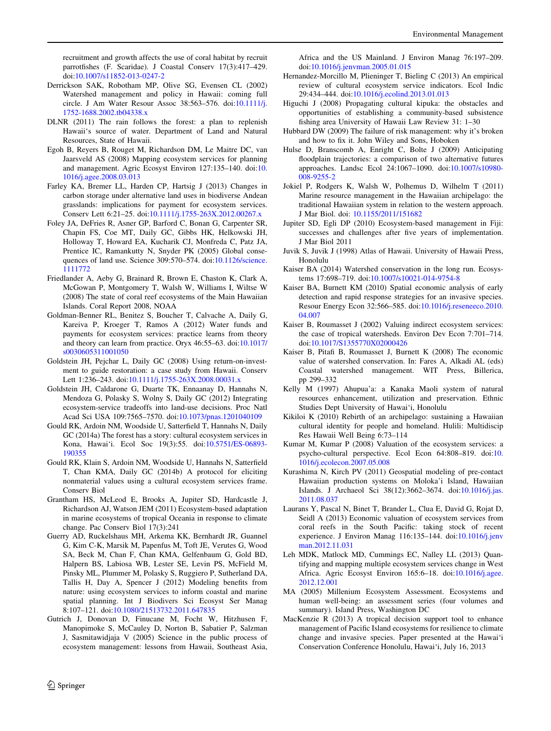recruitment and growth affects the use of coral habitat by recruit parrotfishes (F. Scaridae). J Coastal Conserv 17(3):417–429. doi:10.1007/s11852-013-0247-2

Derrickson SAK, Robotham MP, Olive SG, Evensen CL (2002) Watershed management and policy in Hawaii: coming full circle. J Am Water Resour Assoc 38:563–576. doi:10.1111/j.1752-1688.2002.tb04338.x

DLNR (2011) The rain follows the forest: a plan to replenish Hawaii's source of water. Department of Land and Natural Resources, State of Hawaii.

Egoh B, Reyers B, Rouget M, Richardson DM, Le Maitre DC, van Jaarsveld AS (2008) Mapping ecosystem services for planning and management. Agric Ecosyst Environ 127:135–140. doi:10.1016/j.agee.2008.03.013

Farley KA, Bremer LL, Harden CP, Hartsig J (2013) Changes in carbon storage under alternative land uses in biodiverse Andean grasslands: implications for payment for ecosystem services. Conserv Lett 6:21–25. doi:10.1111/j.1755-263X.2012.00267.x

Foley JA, DeFries R, Asner GP, Barford C, Bonan G, Carpenter SR, Chapin FS, Coe MT, Daily GC, Gibbs HK, Helkowski JH, Holloway T, Howard EA, Kucharik CJ, Monfreda C, Patz JA, Prentice IC, Ramankutty N, Snyder PK (2005) Global consequences of land use. Science 309:570–574. doi:10.1126/science.1111772

Friedlander A, Aeby G, Brainard R, Brown E, Chaston K, Clark A, McGowan P, Montgomery T, Walsh W, Williams I, Wiltse W (2008) The state of coral reef ecosystems of the Main Hawaiian Islands. Coral Report 2008, NOAA

Goldman-Benner RL, Benitez S, Boucher T, Calvache A, Daily G, Kareiva P, Kroeger T, Ramos A (2012) Water funds and payments for ecosystem services: practice learns from theory and theory can learn from practice. Oryx 46:55–63. doi:10.1017/s0030605311001050

Goldstein JH, Pejchar L, Daily GC (2008) Using return-on-investment to guide restoration: a case study from Hawaii. Conserv Lett 1:236–243. doi:10.1111/j.1755-263X.2008.00031.x

Goldstein JH, Caldarone G, Duarte TK, Ennaanay D, Hannahs N, Mendoza G, Polasky S, Wolny S, Daily GC (2012) Integrating ecosystem-service tradeoffs into land-use decisions. Proc Natl Acad Sci USA 109:7565–7570. doi:10.1073/pnas.1201040109

Gould RK, Ardoin NM, Woodside U, Satterfield T, Hannahs N, Daily GC (2014a) The forest has a story: cultural ecosystem services in Kona, Hawai'i. Ecol Soc 19(3):55. doi:10.5751/ES-06893-190355

Gould RK, Klain S, Ardoin NM, Woodside U, Hannahs N, Satterfield T, Chan KMA, Daily GC (2014b) A protocol for eliciting nonmaterial values using a cultural ecosystem services frame. Conserv Biol

Grantham HS, McLeod E, Brooks A, Jupiter SD, Hardcastle J, Richardson AJ, Watson JEM (2011) Ecosystem-based adaptation in marine ecosystems of tropical Oceania in response to climate change. Pac Conserv Biol 17(3):241

Guerry AD, Ruckelshaus MH, Arkema KK, Bernhardt JR, Guannel G, Kim C-K, Marsik M, Papenfus M, Toft JE, Verutes G, Wood SA, Beck M, Chan F, Chan KMA, Gelfenbaum G, Gold BD, Halpern BS, Labiosa WB, Lester SE, Levin PS, McField M, Pinsky ML, Plummer M, Polasky S, Ruggiero P, Sutherland DA, Tallis H, Day A, Spencer J (2012) Modeling benefits from nature: using ecosystem services to inform coastal and marine spatial planning. Int J Biodivers Sci Ecosyst Ser Manag 8:107–121. doi:10.1080/21513732.2011.647835

Gutrich J, Donovan D, Finucane M, Focht W, Hitzhusen F, Manopimoke S, McCauley D, Norton B, Sabatier P, Salzman J, Sasmitawidjaja V (2005) Science in the public process of ecosystem management: lessons from Hawaii, Southeast Asia, Africa and the US Mainland. J Environ Manag 76:197–209. doi:10.1016/j.jenvman.2005.01.015

Hernandez-Morcillo M, Plieninger T, Bieling C (2013) An empirical review of cultural ecosystem service indicators. Ecol Indic 29:434–444. doi:10.1016/j.ecolind.2013.01.013

Higuchi J (2008) Propagating cultural kipuka: the obstacles and opportunities of establishing a community-based subsistence fishing area University of Hawaii Law Review 31: 1–30

Hubbard DW (2009) The failure of risk management: why it's broken and how to fix it. John Wiley and Sons, Hoboken

Hulse D, Branscomb A, Enright C, Bolte J (2009) Anticipating floodplain trajectories: a comparison of two alternative futures approaches. Landsc Ecol 24:1067–1090. doi:10.1007/s10980-008-9255-2

Jokiel P, Rodgers K, Walsh W, Polhemus D, Wilhelm T (2011) Marine resource management in the Hawaiian archipelago: the traditional Hawaiian system in relation to the western approach. J Mar Biol. doi: 10.1155/2011/151682

Jupiter SD, Egli DP (2010) Ecosystem-based management in Fiji: successes and challenges after five years of implementation. J Mar Biol 2011

Juvik S, Juvik J (1998) Atlas of Hawaii. University of Hawaii Press, Honolulu

Kaiser BA (2014) Watershed conservation in the long run. Ecosystems 17:698–719. doi:10.1007/s10021-014-9754-8

Kaiser BA, Burnett KM (2010) Spatial economic analysis of early detection and rapid response strategies for an invasive species. Resour Energy Econ 32:566–585. doi:10.1016/j.reseneeco.2010.04.007

Kaiser B, Roumasset J (2002) Valuing indirect ecosystem services: the case of tropical watersheds. Environ Dev Econ 7:701–714. doi:10.1017/S1355770X02000426

Kaiser B, Pitafi B, Roumasset J, Burnett K (2008) The economic value of watershed conservation. In: Fares A, Alkadi AL (eds) Coastal watershed management. WIT Press, Billerica, pp 299–332

Kelly M (1997) Ahupua'a: a Kanaka Maoli system of natural resources enhancement, utilization and preservation. Ethnic Studies Dept University of Hawai'i, Honolulu

Kikiloi K (2010) Rebirth of an archipelago: sustaining a Hawaiian cultural identity for people and homeland. Hulili: Multidiscip Res Hawaii Well Being 6:73–114

Kumar M, Kumar P (2008) Valuation of the ecosystem services: a psycho-cultural perspective. Ecol Econ 64:808–819. doi:10.1016/j.ecolecon.2007.05.008

Kurashima N, Kirch PV (2011) Geospatial modeling of pre-contact Hawaiian production systems on Moloka'i Island, Hawaiian Islands. J Archaeol Sci 38(12):3662–3674. doi:10.1016/j.jas.2011.08.037

Laurans Y, Pascal N, Binet T, Brander L, Clua E, David G, Rojat D, Seidl A (2013) Economic valuation of ecosystem services from coral reefs in the South Pacific: taking stock of recent experience. J Environ Manag 116:135–144. doi:10.1016/j.jenvman.2012.11.031

Leh MDK, Matlock MD, Cummings EC, Nalley LL (2013) Quantifying and mapping multiple ecosystem services change in West Africa. Agric Ecosyst Environ 165:6–18. doi:10.1016/j.agee.2012.12.001

MA (2005) Millenium Ecosystem Assessment. Ecosystems and human well-being: an assessment series (four volumes and summary). Island Press, Washington DC

MacKenzie R (2013) A tropical decision support tool to enhance management of Pacific Island ecosystems for resilience to climate change and invasive species. Paper presented at the Hawai'i Conservation Conference Honolulu, Hawai'i, July 16, 2013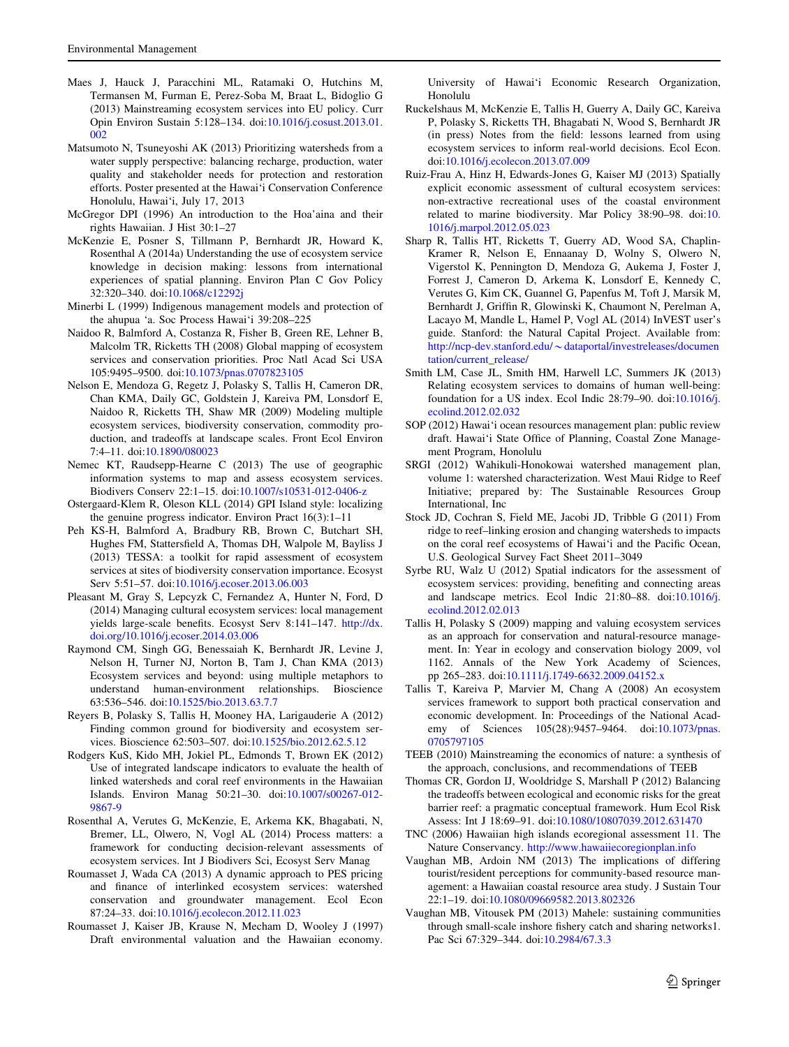Maes J, Hauck J, Paracchini ML, Ratamaki O, Hutchins M, Termansen M, Furman E, Perez-Soba M, Braat L, Bidoglio G (2013) Mainstreaming ecosystem services into EU policy. Curr Opin Environ Sustain 5:128–134. doi:10.1016/j.cosust.2013.01.002

Matsumoto N, Tsuneyoshi AK (2013) Prioritizing watersheds from a water supply perspective: balancing recharge, production, water quality and stakeholder needs for protection and restoration efforts. Poster presented at the Hawai'i Conservation Conference Honolulu, Hawai'i, July 17, 2013

McGregor DPI (1996) An introduction to the Hoa'aina and their rights Hawaiian. J Hist 30:1–27

McKenzie E, Posner S, Tillmann P, Bernhardt JR, Howard K, Rosenthal A (2014a) Understanding the use of ecosystem service knowledge in decision making: lessons from international experiences of spatial planning. Environ Plan C Gov Policy 32:320–340. doi:10.1068/c12292j

Minerbi L (1999) Indigenous management models and protection of the ahupua 'a. Soc Process Hawai'i 39:208–225

Naidoo R, Balmford A, Costanza R, Fisher B, Green RE, Lehner B, Malcolm TR, Ricketts TH (2008) Global mapping of ecosystem services and conservation priorities. Proc Natl Acad Sci USA 105:9495–9500. doi:10.1073/pnas.0707823105

Nelson E, Mendoza G, Regetz J, Polasky S, Tallis H, Cameron DR, Chan KMA, Daily GC, Goldstein J, Kareiva PM, Lonsdorf E, Naidoo R, Ricketts TH, Shaw MR (2009) Modeling multiple ecosystem services, biodiversity conservation, commodity production, and tradeoffs at landscape scales. Front Ecol Environ 7:4–11. doi:10.1890/080023

Nemec KT, Raudsepp-Hearne C (2013) The use of geographic information systems to map and assess ecosystem services. Biodivers Conserv 22:1–15. doi:10.1007/s10531-012-0406-z

Ostergaard-Klem R, Oleson KLL (2014) GPI Island style: localizing the genuine progress indicator. Environ Pract 16(3):1–11

Peh KS-H, Balmford A, Bradbury RB, Brown C, Butchart SH, Hughes FM, Stattersfield A, Thomas DH, Walpole M, Bayliss J (2013) TESSA: a toolkit for rapid assessment of ecosystem services at sites of biodiversity conservation importance. Ecosyst Serv 5:51–57. doi:10.1016/j.ecoser.2013.06.003

Pleasant M, Gray S, Lepcyzk C, Fernandez A, Hunter N, Ford, D (2014) Managing cultural ecosystem services: local management yields large-scale benefits. Ecosyst Serv 8:141–147. http://dx.doi.org/10.1016/j.ecoser.2014.03.006

Raymond CM, Singh GG, Benessaiah K, Bernhardt JR, Levine J, Nelson H, Turner NJ, Norton B, Tam J, Chan KMA (2013) Ecosystem services and beyond: using multiple metaphors to understand human-environment relationships. Bioscience 63:536–546. doi:10.1525/bio.2013.63.7.7

Reyers B, Polasky S, Tallis H, Mooney HA, Larigauderie A (2012) Finding common ground for biodiversity and ecosystem services. Bioscience 62:503–507. doi:10.1525/bio.2012.62.5.12

Rodgers KuS, Kido MH, Jokiel PL, Edmonds T, Brown EK (2012) Use of integrated landscape indicators to evaluate the health of linked watersheds and coral reef environments in the Hawaiian Islands. Environ Manag 50:21–30. doi:10.1007/s00267-012-9867-9

Rosenthal A, Verutes G, McKenzie, E, Arkema KK, Bhagabati, N, Bremer, LL, Olwero, N, Vogl AL (2014) Process matters: a framework for conducting decision-relevant assessments of ecosystem services. Int J Biodivers Sci, Ecosyst Serv Manag

Roumasset J, Wada CA (2013) A dynamic approach to PES pricing and finance of interlinked ecosystem services: watershed conservation and groundwater management. Ecol Econ 87:24–33. doi:10.1016/j.ecolecon.2012.11.023

Roumasset J, Kaiser JB, Krause N, Mecham D, Wooley J (1997) Draft environmental valuation and the Hawaiian economy. University of Hawai'i Economic Research Organization, Honolulu

Ruckelshaus M, McKenzie E, Tallis H, Guerry A, Daily GC, Kareiva P, Polasky S, Ricketts TH, Bhagabati N, Wood S, Bernhardt JR (in press) Notes from the field: lessons learned from using ecosystem services to inform real-world decisions. Ecol Econ. doi:10.1016/j.ecolecon.2013.07.009

Ruiz-Frau A, Hinz H, Edwards-Jones G, Kaiser MJ (2013) Spatially explicit economic assessment of cultural ecosystem services: non-extractive recreational uses of the coastal environment related to marine biodiversity. Mar Policy 38:90–98. doi:10.1016/j.marpol.2012.05.023

Sharp R, Tallis HT, Ricketts T, Guerry AD, Wood SA, Chaplin-Kramer R, Nelson E, Ennaanay D, Wolny S, Olwero N, Vigerstol K, Pennington D, Mendoza G, Aukema J, Foster J, Forrest J, Cameron D, Arkema K, Lonsdorf E, Kennedy C, Verutes G, Kim CK, Guannel G, Papenfus M, Toft J, Marsik M, Bernhardt J, Griffin R, Glowinski K, Chaumont N, Perelman A, Lacayo M, Mandle L, Hamel P, Vogl AL (2014) InVEST user's guide. Stanford: the Natural Capital Project. Available from: http://ncp-dev.stanford.edu/~dataportal/investreleases/documentation/current_release/

Smith LM, Case JL, Smith HM, Harwell LC, Summers JK (2013) Relating ecosystem services to domains of human well-being: foundation for a US index. Ecol Indic 28:79–90. doi:10.1016/j.ecolind.2012.02.032

SOP (2012) Hawai'i ocean resources management plan: public review draft. Hawai'i State Office of Planning, Coastal Zone Management Program, Honolulu

SRGI (2012) Wahikuli-Honokowai watershed management plan, volume 1: watershed characterization. West Maui Ridge to Reef Initiative; prepared by: The Sustainable Resources Group International, Inc

Stock JD, Cochran S, Field ME, Jacobi JD, Tribble G (2011) From ridge to reef–linking erosion and changing watersheds to impacts on the coral reef ecosystems of Hawai'i and the Pacific Ocean, U.S. Geological Survey Fact Sheet 2011–3049

Syrbe RU, Walz U (2012) Spatial indicators for the assessment of ecosystem services: providing, benefiting and connecting areas and landscape metrics. Ecol Indic 21:80–88. doi:10.1016/j.ecolind.2012.02.013

Tallis H, Polasky S (2009) mapping and valuing ecosystem services as an approach for conservation and natural-resource management. In: Year in ecology and conservation biology 2009, vol 1162. Annals of the New York Academy of Sciences, pp 265–283. doi:10.1111/j.1749-6632.2009.04152.x

Tallis T, Kareiva P, Marvier M, Chang A (2008) An ecosystem services framework to support both practical conservation and economic development. In: Proceedings of the National Academy of Sciences 105(28):9457–9464. doi:10.1073/pnas.0705797105

TEEB (2010) Mainstreaming the economics of nature: a synthesis of the approach, conclusions, and recommendations of TEEB

Thomas CR, Gordon IJ, Wooldridge S, Marshall P (2012) Balancing the tradeoffs between ecological and economic risks for the great barrier reef: a pragmatic conceptual framework. Hum Ecol Risk Assess: Int J 18:69–91. doi:10.1080/10807039.2012.631470

TNC (2006) Hawaiian high islands ecoregional assessment 11. The Nature Conservancy. http://www.hawaiiecoregionplan.info

Vaughan MB, Ardoin NM (2013) The implications of differing tourist/resident perceptions for community-based resource management: a Hawaiian coastal resource area study. J Sustain Tour 22:1–19. doi:10.1080/09669582.2013.802326

Vaughan MB, Vitousek PM (2013) Mahele: sustaining communities through small-scale inshore fishery catch and sharing networks1. Pac Sci 67:329–344. doi:10.2984/67.3.3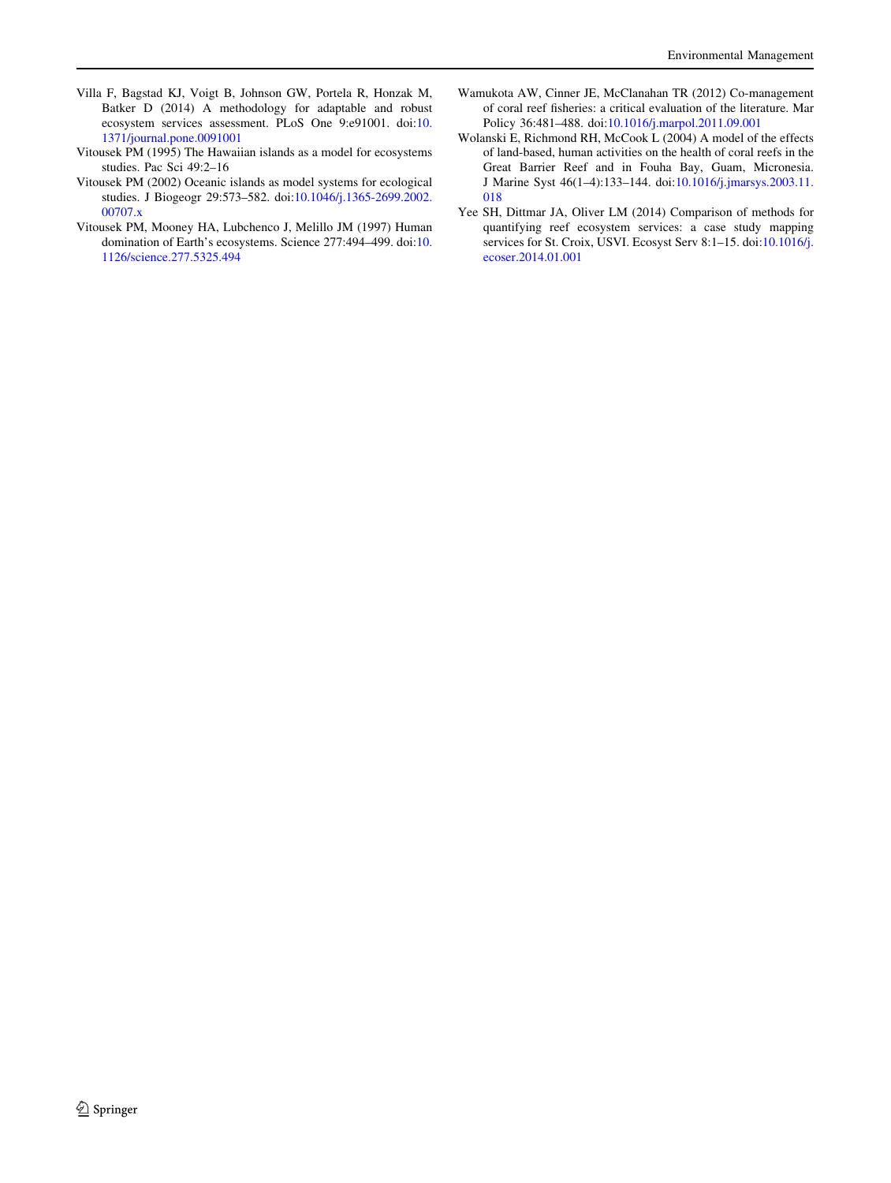Villa F, Bagstad KJ, Voigt B, Johnson GW, Portela R, Honzak M, Batker D (2014) A methodology for adaptable and robust ecosystem services assessment. PLoS One 9:e91001. doi:10.1371/journal.pone.0091001

Vitousek PM (1995) The Hawaiian islands as a model for ecosystems studies. Pac Sci 49:2–16

Vitousek PM (2002) Oceanic islands as model systems for ecological studies. J Biogeogr 29:573–582. doi:10.1046/j.1365-2699.2002.00707.x

Vitousek PM, Mooney HA, Lubchenco J, Melillo JM (1997) Human domination of Earth's ecosystems. Science 277:494–499. doi:10.1126/science.277.5325.494

Wamukota AW, Cinner JE, McClanahan TR (2012) Co-management of coral reef fisheries: a critical evaluation of the literature. Mar Policy 36:481–488. doi:10.1016/j.marpol.2011.09.001

Wolanski E, Richmond RH, McCook L (2004) A model of the effects of land-based, human activities on the health of coral reefs in the Great Barrier Reef and in Fouha Bay, Guam, Micronesia. J Marine Syst 46(1–4):133–144. doi:10.1016/j.jmarsys.2003.11.018

Yee SH, Dittmar JA, Oliver LM (2014) Comparison of methods for quantifying reef ecosystem services: a case study mapping services for St. Croix, USVI. Ecosyst Serv 8:1–15. doi:10.1016/j.ecoser.2014.01.001